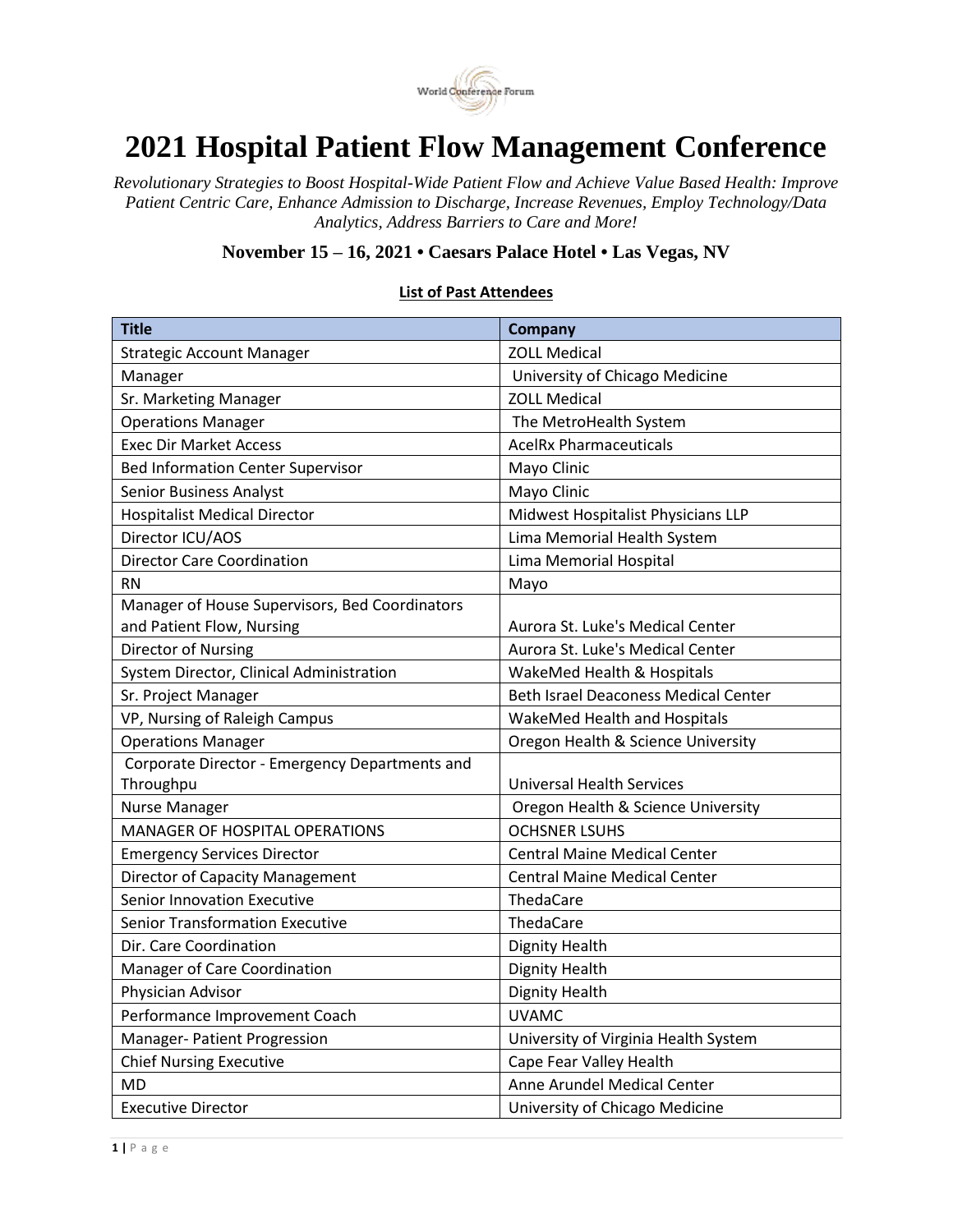# 2021 Hospital Patient Flow Management Conference

*Revolutionary Strategies to Boost Hospital-Wide Patient Flow and Achieve Value Based Health: Improve Patient Centric Care, Enhance Admission to Discharge, Increase Revenues, Employ Technology/Data Analytics, Address Barriers to Care and More!*

**November 15 – 16, 2021 • Caesars Palace Hotel • Las Vegas, NV**

**List of Past Attendees**

| Title | Company |
|---|---|
| Strategic Account Manager | ZOLL Medical |
| Manager | University of Chicago Medicine |
| Sr. Marketing Manager | ZOLL Medical |
| Operations Manager | The MetroHealth System |
| Exec Dir Market Access | AcelRx Pharmaceuticals |
| Bed Information Center Supervisor | Mayo Clinic |
| Senior Business Analyst | Mayo Clinic |
| Hospitalist Medical Director | Midwest Hospitalist Physicians LLP |
| Director ICU/AOS | Lima Memorial Health System |
| Director Care Coordination | Lima Memorial Hospital |
| RN | Mayo |
| Manager of House Supervisors, Bed Coordinators and Patient Flow, Nursing | Aurora St. Luke's Medical Center |
| Director of Nursing | Aurora St. Luke's Medical Center |
| System Director, Clinical Administration | WakeMed Health & Hospitals |
| Sr. Project Manager | Beth Israel Deaconess Medical Center |
| VP, Nursing of Raleigh Campus | WakeMed Health and Hospitals |
| Operations Manager | Oregon Health & Science University |
| Corporate Director - Emergency Departments and Throughpu | Universal Health Services |
| Nurse Manager | Oregon Health & Science University |
| MANAGER OF HOSPITAL OPERATIONS | OCHSNER LSUHS |
| Emergency Services Director | Central Maine Medical Center |
| Director of Capacity Management | Central Maine Medical Center |
| Senior Innovation Executive | ThedaCare |
| Senior Transformation Executive | ThedaCare |
| Dir. Care Coordination | Dignity Health |
| Manager of Care Coordination | Dignity Health |
| Physician Advisor | Dignity Health |
| Performance Improvement Coach | UVAMC |
| Manager- Patient Progression | University of Virginia Health System |
| Chief Nursing Executive | Cape Fear Valley Health |
| MD | Anne Arundel Medical Center |
| Executive Director | University of Chicago Medicine |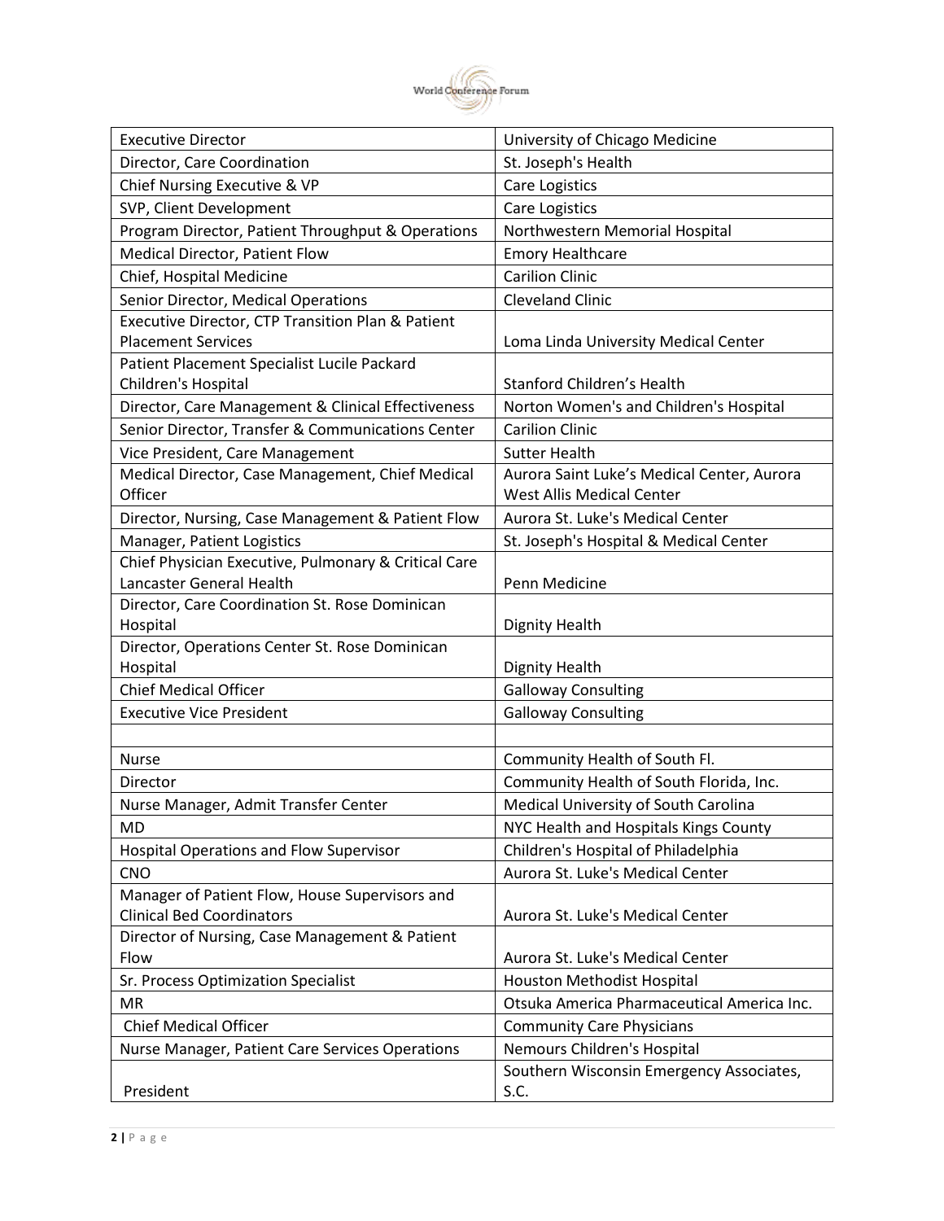| | |
|---|---|
| Executive Director | University of Chicago Medicine |
| Director, Care Coordination | St. Joseph's Health |
| Chief Nursing Executive & VP | Care Logistics |
| SVP, Client Development | Care Logistics |
| Program Director, Patient Throughput & Operations | Northwestern Memorial Hospital |
| Medical Director, Patient Flow | Emory Healthcare |
| Chief, Hospital Medicine | Carilion Clinic |
| Senior Director, Medical Operations | Cleveland Clinic |
| Executive Director, CTP Transition Plan & Patient Placement Services | Loma Linda University Medical Center |
| Patient Placement Specialist Lucile Packard Children's Hospital | Stanford Children's Health |
| Director, Care Management & Clinical Effectiveness | Norton Women's and Children's Hospital |
| Senior Director, Transfer & Communications Center | Carilion Clinic |
| Vice President, Care Management | Sutter Health |
| Medical Director, Case Management, Chief Medical Officer | Aurora Saint Luke's Medical Center, Aurora West Allis Medical Center |
| Director, Nursing, Case Management & Patient Flow | Aurora St. Luke's Medical Center |
| Manager, Patient Logistics | St. Joseph's Hospital & Medical Center |
| Chief Physician Executive, Pulmonary & Critical Care Lancaster General Health | Penn Medicine |
| Director, Care Coordination St. Rose Dominican Hospital | Dignity Health |
| Director, Operations Center St. Rose Dominican Hospital | Dignity Health |
| Chief Medical Officer | Galloway Consulting |
| Executive Vice President | Galloway Consulting |
| | |
| Nurse | Community Health of South Fl. |
| Director | Community Health of South Florida, Inc. |
| Nurse Manager, Admit Transfer Center | Medical University of South Carolina |
| MD | NYC Health and Hospitals Kings County |
| Hospital Operations and Flow Supervisor | Children's Hospital of Philadelphia |
| CNO | Aurora St. Luke's Medical Center |
| Manager of Patient Flow, House Supervisors and Clinical Bed Coordinators | Aurora St. Luke's Medical Center |
| Director of Nursing, Case Management & Patient Flow | Aurora St. Luke's Medical Center |
| Sr. Process Optimization Specialist | Houston Methodist Hospital |
| MR | Otsuka America Pharmaceutical America Inc. |
| Chief Medical Officer | Community Care Physicians |
| Nurse Manager, Patient Care Services Operations | Nemours Children's Hospital |
| President | Southern Wisconsin Emergency Associates, S.C. |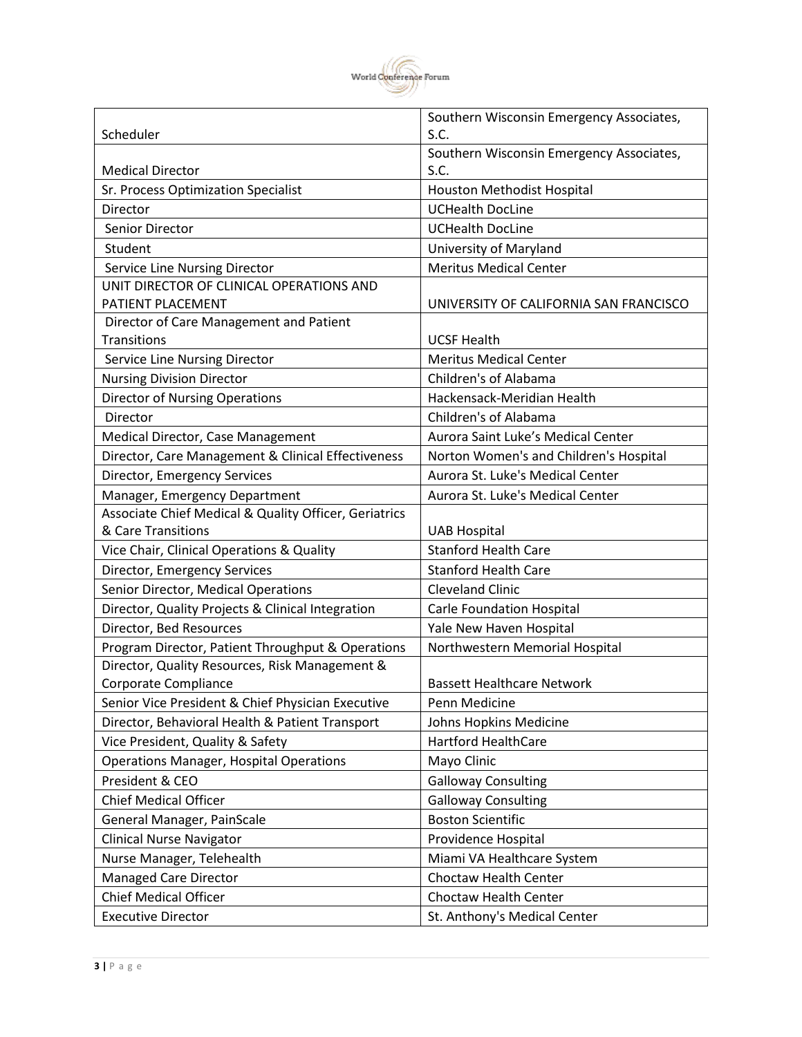| Scheduler | Southern Wisconsin Emergency Associates, S.C. |
|---|---|
| Medical Director | Southern Wisconsin Emergency Associates, S.C. |
| Sr. Process Optimization Specialist | Houston Methodist Hospital |
| Director | UCHealth DocLine |
| Senior Director | UCHealth DocLine |
| Student | University of Maryland |
| Service Line Nursing Director | Meritus Medical Center |
| UNIT DIRECTOR OF CLINICAL OPERATIONS AND PATIENT PLACEMENT | UNIVERSITY OF CALIFORNIA SAN FRANCISCO |
| Director of Care Management and Patient Transitions | UCSF Health |
| Service Line Nursing Director | Meritus Medical Center |
| Nursing Division Director | Children's of Alabama |
| Director of Nursing Operations | Hackensack-Meridian Health |
| Director | Children's of Alabama |
| Medical Director, Case Management | Aurora Saint Luke's Medical Center |
| Director, Care Management & Clinical Effectiveness | Norton Women's and Children's Hospital |
| Director, Emergency Services | Aurora St. Luke's Medical Center |
| Manager, Emergency Department | Aurora St. Luke's Medical Center |
| Associate Chief Medical & Quality Officer, Geriatrics & Care Transitions | UAB Hospital |
| Vice Chair, Clinical Operations & Quality | Stanford Health Care |
| Director, Emergency Services | Stanford Health Care |
| Senior Director, Medical Operations | Cleveland Clinic |
| Director, Quality Projects & Clinical Integration | Carle Foundation Hospital |
| Director, Bed Resources | Yale New Haven Hospital |
| Program Director, Patient Throughput & Operations | Northwestern Memorial Hospital |
| Director, Quality Resources, Risk Management & Corporate Compliance | Bassett Healthcare Network |
| Senior Vice President & Chief Physician Executive | Penn Medicine |
| Director, Behavioral Health & Patient Transport | Johns Hopkins Medicine |
| Vice President, Quality & Safety | Hartford HealthCare |
| Operations Manager, Hospital Operations | Mayo Clinic |
| President & CEO | Galloway Consulting |
| Chief Medical Officer | Galloway Consulting |
| General Manager, PainScale | Boston Scientific |
| Clinical Nurse Navigator | Providence Hospital |
| Nurse Manager, Telehealth | Miami VA Healthcare System |
| Managed Care Director | Choctaw Health Center |
| Chief Medical Officer | Choctaw Health Center |
| Executive Director | St. Anthony's Medical Center |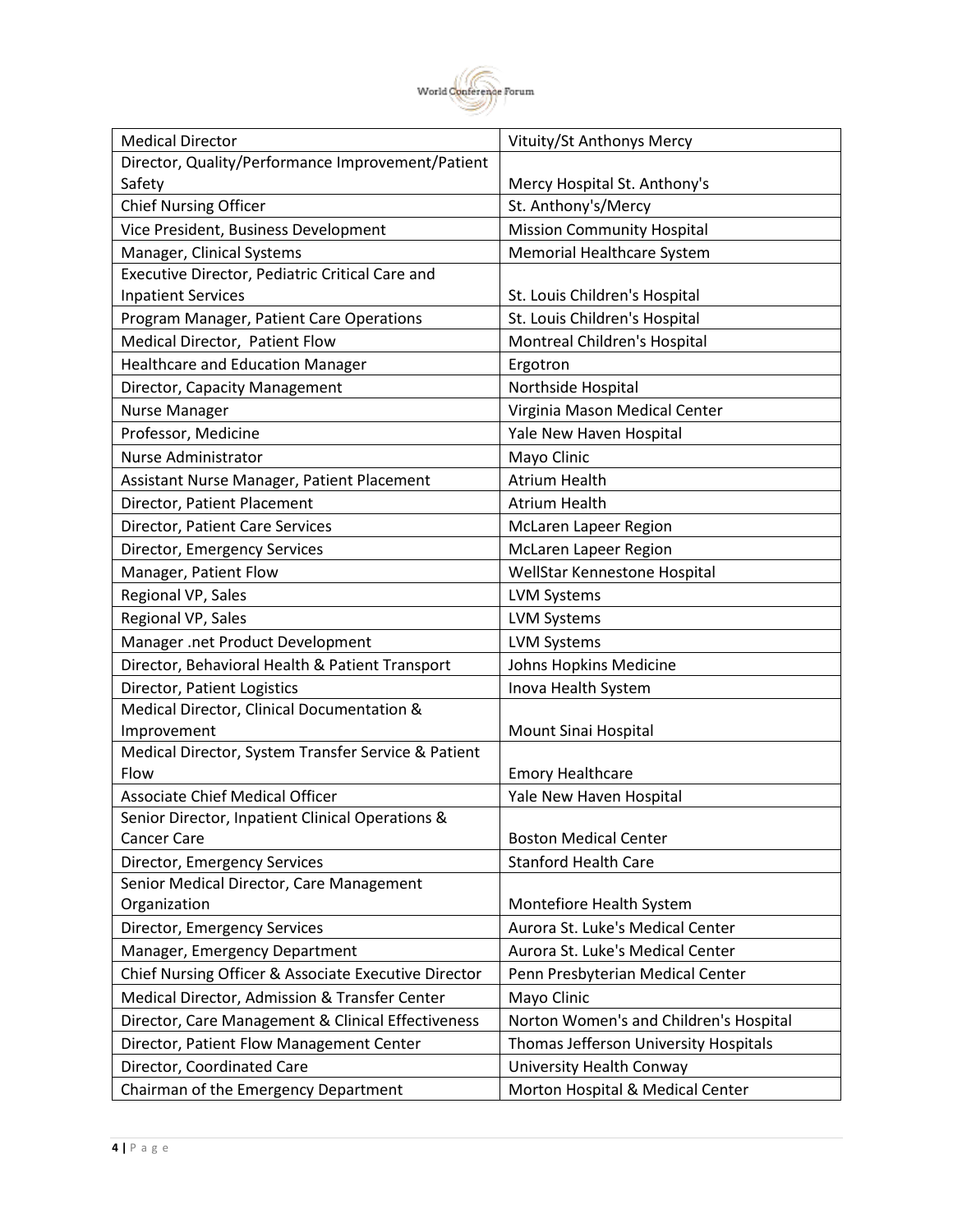| | |
|---|---|
| Medical Director | Vituity/St Anthonys Mercy |
| Director, Quality/Performance Improvement/Patient Safety | Mercy Hospital St. Anthony's |
| Chief Nursing Officer | St. Anthony's/Mercy |
| Vice President, Business Development | Mission Community Hospital |
| Manager, Clinical Systems | Memorial Healthcare System |
| Executive Director, Pediatric Critical Care and Inpatient Services | St. Louis Children's Hospital |
| Program Manager, Patient Care Operations | St. Louis Children's Hospital |
| Medical Director, Patient Flow | Montreal Children's Hospital |
| Healthcare and Education Manager | Ergotron |
| Director, Capacity Management | Northside Hospital |
| Nurse Manager | Virginia Mason Medical Center |
| Professor, Medicine | Yale New Haven Hospital |
| Nurse Administrator | Mayo Clinic |
| Assistant Nurse Manager, Patient Placement | Atrium Health |
| Director, Patient Placement | Atrium Health |
| Director, Patient Care Services | McLaren Lapeer Region |
| Director, Emergency Services | McLaren Lapeer Region |
| Manager, Patient Flow | WellStar Kennestone Hospital |
| Regional VP, Sales | LVM Systems |
| Regional VP, Sales | LVM Systems |
| Manager .net Product Development | LVM Systems |
| Director, Behavioral Health & Patient Transport | Johns Hopkins Medicine |
| Director, Patient Logistics | Inova Health System |
| Medical Director, Clinical Documentation & Improvement | Mount Sinai Hospital |
| Medical Director, System Transfer Service & Patient Flow | Emory Healthcare |
| Associate Chief Medical Officer | Yale New Haven Hospital |
| Senior Director, Inpatient Clinical Operations & Cancer Care | Boston Medical Center |
| Director, Emergency Services | Stanford Health Care |
| Senior Medical Director, Care Management Organization | Montefiore Health System |
| Director, Emergency Services | Aurora St. Luke's Medical Center |
| Manager, Emergency Department | Aurora St. Luke's Medical Center |
| Chief Nursing Officer & Associate Executive Director | Penn Presbyterian Medical Center |
| Medical Director, Admission & Transfer Center | Mayo Clinic |
| Director, Care Management & Clinical Effectiveness | Norton Women's and Children's Hospital |
| Director, Patient Flow Management Center | Thomas Jefferson University Hospitals |
| Director, Coordinated Care | University Health Conway |
| Chairman of the Emergency Department | Morton Hospital & Medical Center |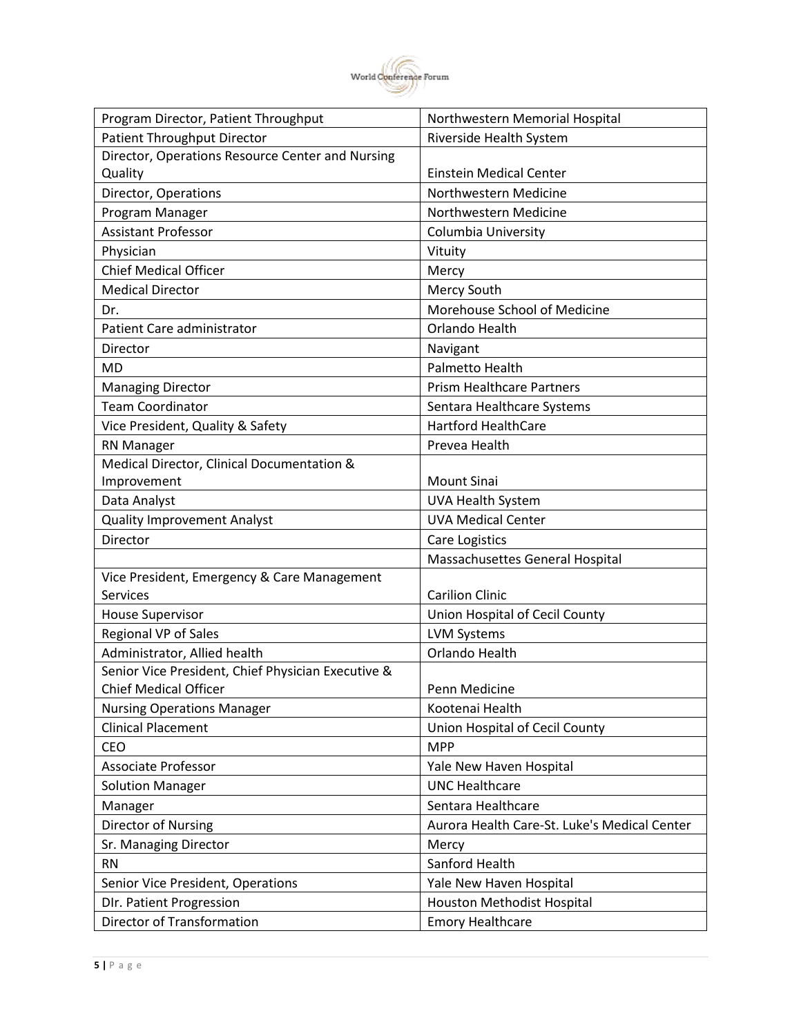| Program Director, Patient Throughput | Northwestern Memorial Hospital |
|---|---|
| Patient Throughput Director | Riverside Health System |
| Director, Operations Resource Center and Nursing Quality | Einstein Medical Center |
| Director, Operations | Northwestern Medicine |
| Program Manager | Northwestern Medicine |
| Assistant Professor | Columbia University |
| Physician | Vituity |
| Chief Medical Officer | Mercy |
| Medical Director | Mercy South |
| Dr. | Morehouse School of Medicine |
| Patient Care administrator | Orlando Health |
| Director | Navigant |
| MD | Palmetto Health |
| Managing Director | Prism Healthcare Partners |
| Team Coordinator | Sentara Healthcare Systems |
| Vice President, Quality & Safety | Hartford HealthCare |
| RN Manager | Prevea Health |
| Medical Director, Clinical Documentation & Improvement | Mount Sinai |
| Data Analyst | UVA Health System |
| Quality Improvement Analyst | UVA Medical Center |
| Director | Care Logistics |
| | Massachusettes General Hospital |
| Vice President, Emergency & Care Management Services | Carilion Clinic |
| House Supervisor | Union Hospital of Cecil County |
| Regional VP of Sales | LVM Systems |
| Administrator, Allied health | Orlando Health |
| Senior Vice President, Chief Physician Executive & Chief Medical Officer | Penn Medicine |
| Nursing Operations Manager | Kootenai Health |
| Clinical Placement | Union Hospital of Cecil County |
| CEO | MPP |
| Associate Professor | Yale New Haven Hospital |
| Solution Manager | UNC Healthcare |
| Manager | Sentara Healthcare |
| Director of Nursing | Aurora Health Care-St. Luke's Medical Center |
| Sr. Managing Director | Mercy |
| RN | Sanford Health |
| Senior Vice President, Operations | Yale New Haven Hospital |
| DIr. Patient Progression | Houston Methodist Hospital |
| Director of Transformation | Emory Healthcare |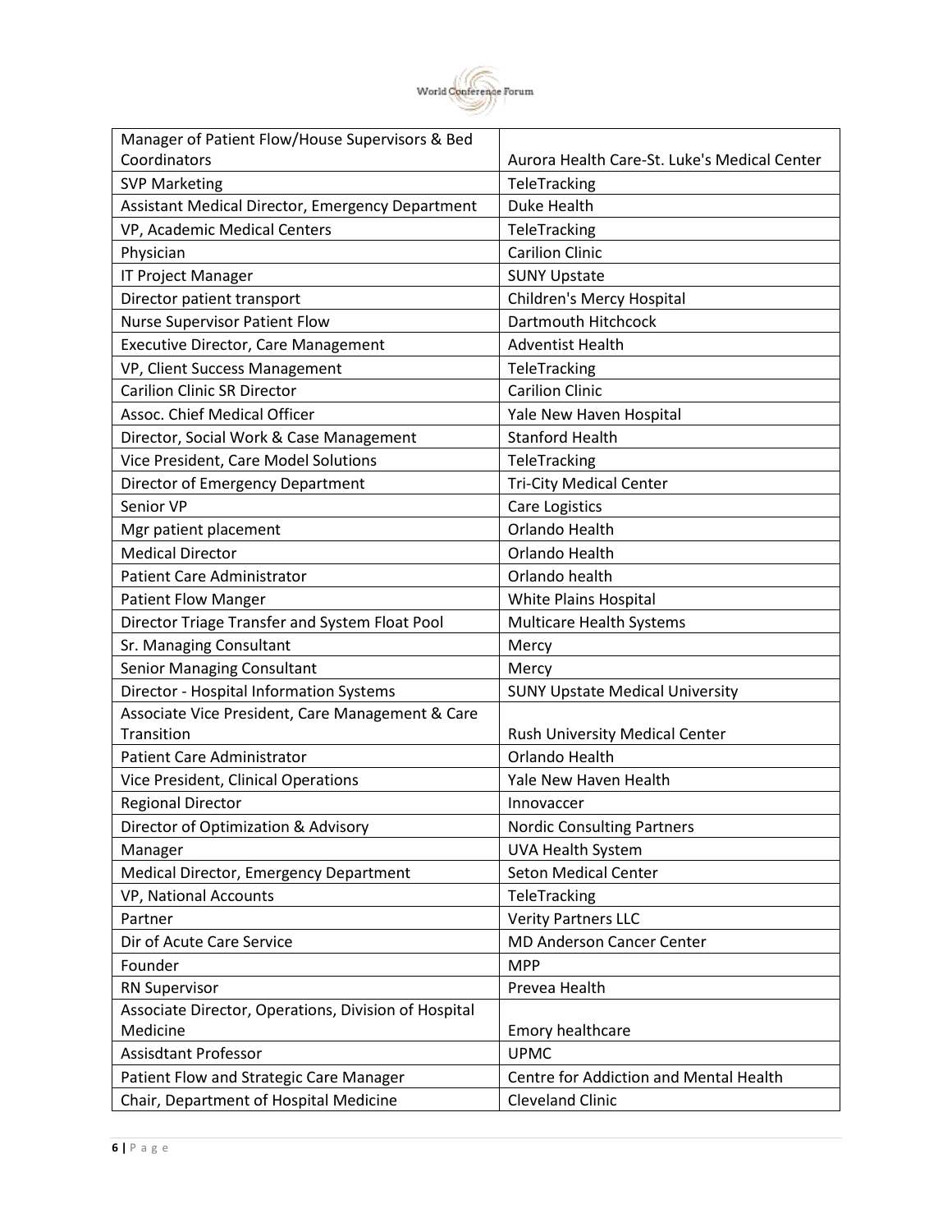| | |
|---|---|
| Manager of Patient Flow/House Supervisors & Bed Coordinators | Aurora Health Care-St. Luke's Medical Center |
| SVP Marketing | TeleTracking |
| Assistant Medical Director, Emergency Department | Duke Health |
| VP, Academic Medical Centers | TeleTracking |
| Physician | Carilion Clinic |
| IT Project Manager | SUNY Upstate |
| Director patient transport | Children's Mercy Hospital |
| Nurse Supervisor Patient Flow | Dartmouth Hitchcock |
| Executive Director, Care Management | Adventist Health |
| VP, Client Success Management | TeleTracking |
| Carilion Clinic SR Director | Carilion Clinic |
| Assoc. Chief Medical Officer | Yale New Haven Hospital |
| Director, Social Work & Case Management | Stanford Health |
| Vice President, Care Model Solutions | TeleTracking |
| Director of Emergency Department | Tri-City Medical Center |
| Senior VP | Care Logistics |
| Mgr patient placement | Orlando Health |
| Medical Director | Orlando Health |
| Patient Care Administrator | Orlando health |
| Patient Flow Manger | White Plains Hospital |
| Director Triage Transfer and System Float Pool | Multicare Health Systems |
| Sr. Managing Consultant | Mercy |
| Senior Managing Consultant | Mercy |
| Director - Hospital Information Systems | SUNY Upstate Medical University |
| Associate Vice President, Care Management & Care Transition | Rush University Medical Center |
| Patient Care Administrator | Orlando Health |
| Vice President, Clinical Operations | Yale New Haven Health |
| Regional Director | Innovaccer |
| Director of Optimization & Advisory | Nordic Consulting Partners |
| Manager | UVA Health System |
| Medical Director, Emergency Department | Seton Medical Center |
| VP, National Accounts | TeleTracking |
| Partner | Verity Partners LLC |
| Dir of Acute Care Service | MD Anderson Cancer Center |
| Founder | MPP |
| RN Supervisor | Prevea Health |
| Associate Director, Operations, Division of Hospital Medicine | Emory healthcare |
| Assisdtant Professor | UPMC |
| Patient Flow and Strategic Care Manager | Centre for Addiction and Mental Health |
| Chair, Department of Hospital Medicine | Cleveland Clinic |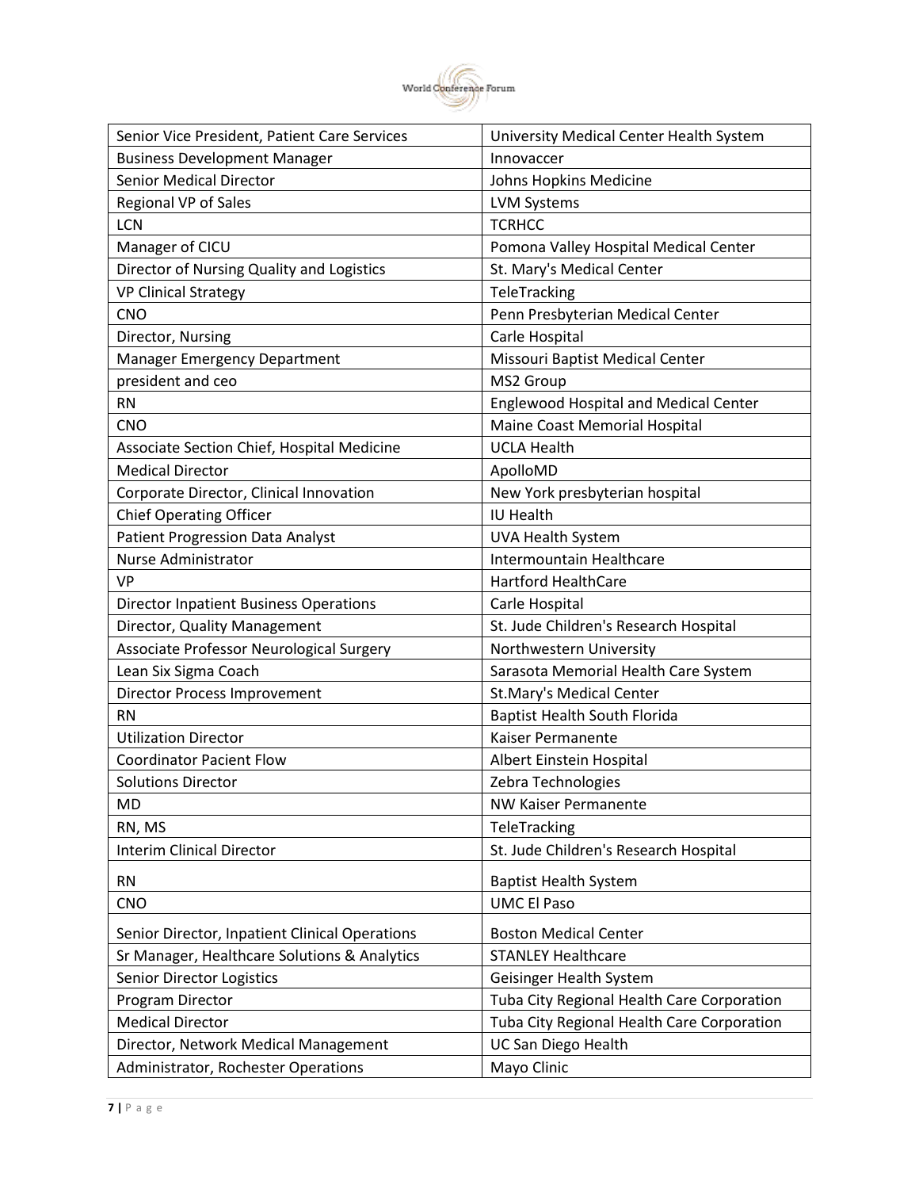| | |
|---|---|
| Senior Vice President, Patient Care Services | University Medical Center Health System |
| Business Development Manager | Innovaccer |
| Senior Medical Director | Johns Hopkins Medicine |
| Regional VP of Sales | LVM Systems |
| LCN | TCRHCC |
| Manager of CICU | Pomona Valley Hospital Medical Center |
| Director of Nursing Quality and Logistics | St. Mary's Medical Center |
| VP Clinical Strategy | TeleTracking |
| CNO | Penn Presbyterian Medical Center |
| Director, Nursing | Carle Hospital |
| Manager Emergency Department | Missouri Baptist Medical Center |
| president and ceo | MS2 Group |
| RN | Englewood Hospital and Medical Center |
| CNO | Maine Coast Memorial Hospital |
| Associate Section Chief, Hospital Medicine | UCLA Health |
| Medical Director | ApolloMD |
| Corporate Director, Clinical Innovation | New York presbyterian hospital |
| Chief Operating Officer | IU Health |
| Patient Progression Data Analyst | UVA Health System |
| Nurse Administrator | Intermountain Healthcare |
| VP | Hartford HealthCare |
| Director Inpatient Business Operations | Carle Hospital |
| Director, Quality Management | St. Jude Children's Research Hospital |
| Associate Professor Neurological Surgery | Northwestern University |
| Lean Six Sigma Coach | Sarasota Memorial Health Care System |
| Director Process Improvement | St.Mary's Medical Center |
| RN | Baptist Health South Florida |
| Utilization Director | Kaiser Permanente |
| Coordinator Pacient Flow | Albert Einstein Hospital |
| Solutions Director | Zebra Technologies |
| MD | NW Kaiser Permanente |
| RN, MS | TeleTracking |
| Interim Clinical Director | St. Jude Children's Research Hospital |
| RN | Baptist Health System |
| CNO | UMC El Paso |
| Senior Director, Inpatient Clinical Operations | Boston Medical Center |
| Sr Manager, Healthcare Solutions & Analytics | STANLEY Healthcare |
| Senior Director Logistics | Geisinger Health System |
| Program Director | Tuba City Regional Health Care Corporation |
| Medical Director | Tuba City Regional Health Care Corporation |
| Director, Network Medical Management | UC San Diego Health |
| Administrator, Rochester Operations | Mayo Clinic |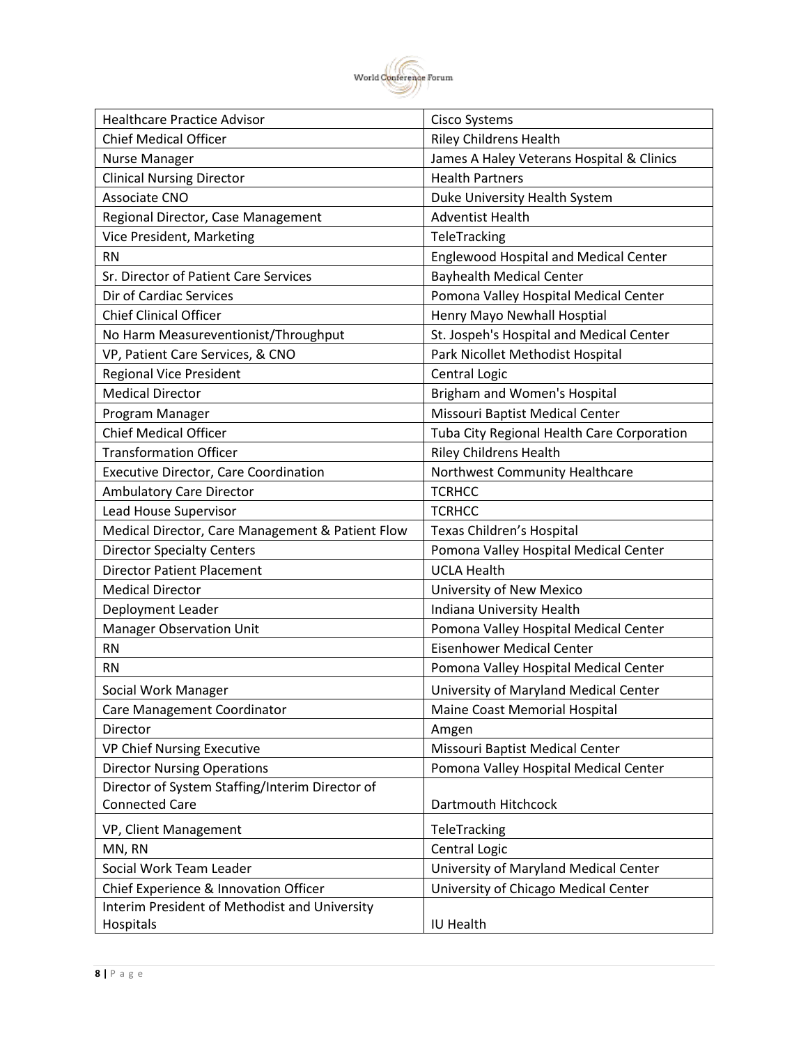| | |
|---|---|
| Healthcare Practice Advisor | Cisco Systems |
| Chief Medical Officer | Riley Childrens Health |
| Nurse Manager | James A Haley Veterans Hospital & Clinics |
| Clinical Nursing Director | Health Partners |
| Associate CNO | Duke University Health System |
| Regional Director, Case Management | Adventist Health |
| Vice President, Marketing | TeleTracking |
| RN | Englewood Hospital and Medical Center |
| Sr. Director of Patient Care Services | Bayhealth Medical Center |
| Dir of Cardiac Services | Pomona Valley Hospital Medical Center |
| Chief Clinical Officer | Henry Mayo Newhall Hosptial |
| No Harm Measureventionist/Throughput | St. Jospeh's Hospital and Medical Center |
| VP, Patient Care Services, & CNO | Park Nicollet Methodist Hospital |
| Regional Vice President | Central Logic |
| Medical Director | Brigham and Women's Hospital |
| Program Manager | Missouri Baptist Medical Center |
| Chief Medical Officer | Tuba City Regional Health Care Corporation |
| Transformation Officer | Riley Childrens Health |
| Executive Director, Care Coordination | Northwest Community Healthcare |
| Ambulatory Care Director | TCRHCC |
| Lead House Supervisor | TCRHCC |
| Medical Director, Care Management & Patient Flow | Texas Children's Hospital |
| Director Specialty Centers | Pomona Valley Hospital Medical Center |
| Director Patient Placement | UCLA Health |
| Medical Director | University of New Mexico |
| Deployment Leader | Indiana University Health |
| Manager Observation Unit | Pomona Valley Hospital Medical Center |
| RN | Eisenhower Medical Center |
| RN | Pomona Valley Hospital Medical Center |
| Social Work Manager | University of Maryland Medical Center |
| Care Management Coordinator | Maine Coast Memorial Hospital |
| Director | Amgen |
| VP Chief Nursing Executive | Missouri Baptist Medical Center |
| Director Nursing Operations | Pomona Valley Hospital Medical Center |
| Director of System Staffing/Interim Director of Connected Care | Dartmouth Hitchcock |
| VP, Client Management | TeleTracking |
| MN, RN | Central Logic |
| Social Work Team Leader | University of Maryland Medical Center |
| Chief Experience & Innovation Officer | University of Chicago Medical Center |
| Interim President of Methodist and University Hospitals | IU Health |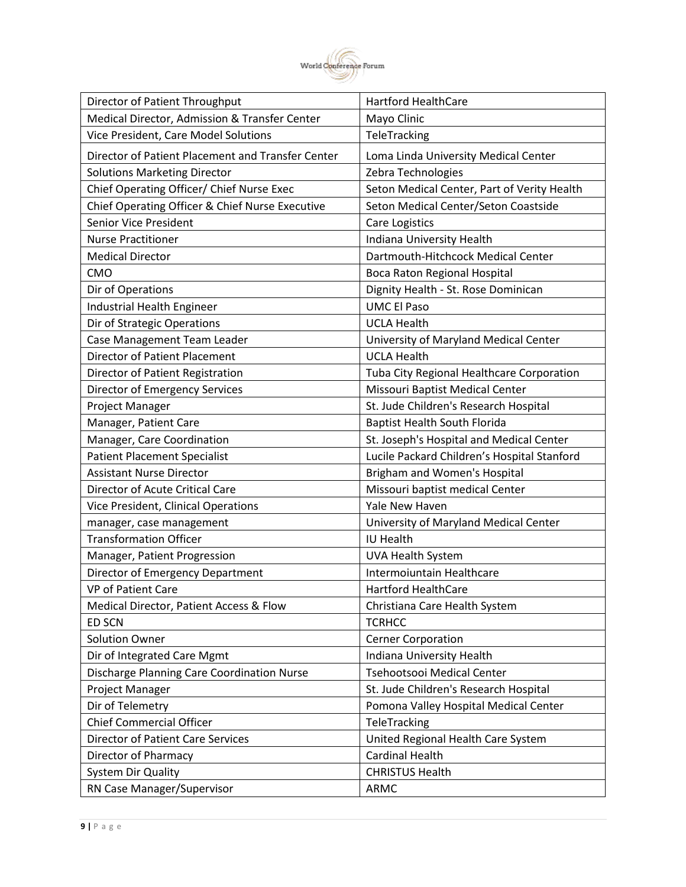| | |
|---|---|
| Director of Patient Throughput | Hartford HealthCare |
| Medical Director, Admission & Transfer Center | Mayo Clinic |
| Vice President, Care Model Solutions | TeleTracking |
| Director of Patient Placement and Transfer Center | Loma Linda University Medical Center |
| Solutions Marketing Director | Zebra Technologies |
| Chief Operating Officer/ Chief Nurse Exec | Seton Medical Center, Part of Verity Health |
| Chief Operating Officer & Chief Nurse Executive | Seton Medical Center/Seton Coastside |
| Senior Vice President | Care Logistics |
| Nurse Practitioner | Indiana University Health |
| Medical Director | Dartmouth-Hitchcock Medical Center |
| CMO | Boca Raton Regional Hospital |
| Dir of Operations | Dignity Health - St. Rose Dominican |
| Industrial Health Engineer | UMC El Paso |
| Dir of Strategic Operations | UCLA Health |
| Case Management Team Leader | University of Maryland Medical Center |
| Director of Patient Placement | UCLA Health |
| Director of Patient Registration | Tuba City Regional Healthcare Corporation |
| Director of Emergency Services | Missouri Baptist Medical Center |
| Project Manager | St. Jude Children's Research Hospital |
| Manager, Patient Care | Baptist Health South Florida |
| Manager, Care Coordination | St. Joseph's Hospital and Medical Center |
| Patient Placement Specialist | Lucile Packard Children's Hospital Stanford |
| Assistant Nurse Director | Brigham and Women's Hospital |
| Director of Acute Critical Care | Missouri baptist medical Center |
| Vice President, Clinical Operations | Yale New Haven |
| manager, case management | University of Maryland Medical Center |
| Transformation Officer | IU Health |
| Manager, Patient Progression | UVA Health System |
| Director of Emergency Department | Intermoiuntain Healthcare |
| VP of Patient Care | Hartford HealthCare |
| Medical Director, Patient Access & Flow | Christiana Care Health System |
| ED SCN | TCRHCC |
| Solution Owner | Cerner Corporation |
| Dir of Integrated Care Mgmt | Indiana University Health |
| Discharge Planning Care Coordination Nurse | Tsehootsooi Medical Center |
| Project Manager | St. Jude Children's Research Hospital |
| Dir of Telemetry | Pomona Valley Hospital Medical Center |
| Chief Commercial Officer | TeleTracking |
| Director of Patient Care Services | United Regional Health Care System |
| Director of Pharmacy | Cardinal Health |
| System Dir Quality | CHRISTUS Health |
| RN Case Manager/Supervisor | ARMC |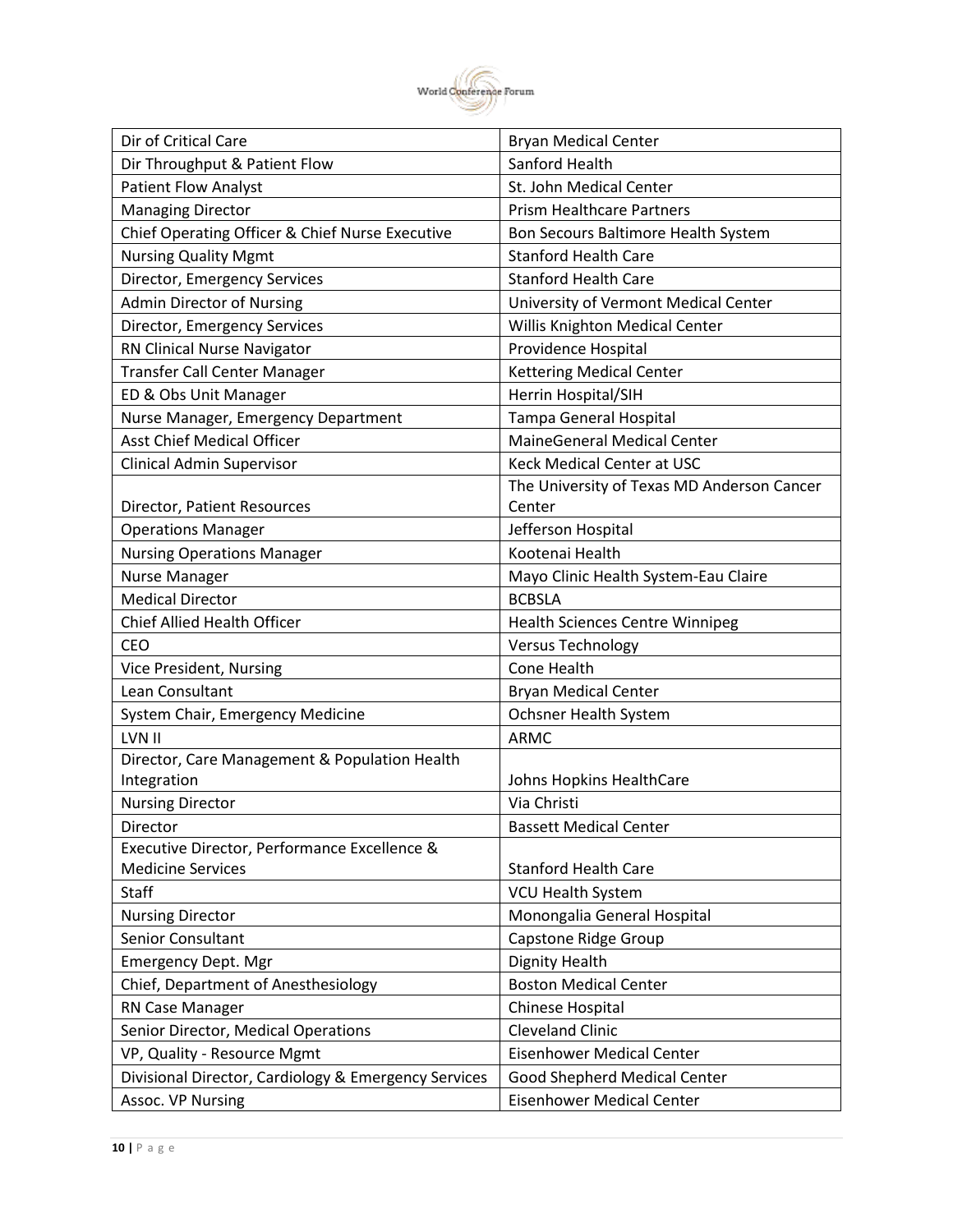| | |
|---|---|
| Dir of Critical Care | Bryan Medical Center |
| Dir Throughput & Patient Flow | Sanford Health |
| Patient Flow Analyst | St. John Medical Center |
| Managing Director | Prism Healthcare Partners |
| Chief Operating Officer & Chief Nurse Executive | Bon Secours Baltimore Health System |
| Nursing Quality Mgmt | Stanford Health Care |
| Director, Emergency Services | Stanford Health Care |
| Admin Director of Nursing | University of Vermont Medical Center |
| Director, Emergency Services | Willis Knighton Medical Center |
| RN Clinical Nurse Navigator | Providence Hospital |
| Transfer Call Center Manager | Kettering Medical Center |
| ED & Obs Unit Manager | Herrin Hospital/SIH |
| Nurse Manager, Emergency Department | Tampa General Hospital |
| Asst Chief Medical Officer | MaineGeneral Medical Center |
| Clinical Admin Supervisor | Keck Medical Center at USC |
| Director, Patient Resources | The University of Texas MD Anderson Cancer Center |
| Operations Manager | Jefferson Hospital |
| Nursing Operations Manager | Kootenai Health |
| Nurse Manager | Mayo Clinic Health System-Eau Claire |
| Medical Director | BCBSLA |
| Chief Allied Health Officer | Health Sciences Centre Winnipeg |
| CEO | Versus Technology |
| Vice President, Nursing | Cone Health |
| Lean Consultant | Bryan Medical Center |
| System Chair, Emergency Medicine | Ochsner Health System |
| LVN II | ARMC |
| Director, Care Management & Population Health Integration | Johns Hopkins HealthCare |
| Nursing Director | Via Christi |
| Director | Bassett Medical Center |
| Executive Director, Performance Excellence & Medicine Services | Stanford Health Care |
| Staff | VCU Health System |
| Nursing Director | Monongalia General Hospital |
| Senior Consultant | Capstone Ridge Group |
| Emergency Dept. Mgr | Dignity Health |
| Chief, Department of Anesthesiology | Boston Medical Center |
| RN Case Manager | Chinese Hospital |
| Senior Director, Medical Operations | Cleveland Clinic |
| VP, Quality - Resource Mgmt | Eisenhower Medical Center |
| Divisional Director, Cardiology & Emergency Services | Good Shepherd Medical Center |
| Assoc. VP Nursing | Eisenhower Medical Center |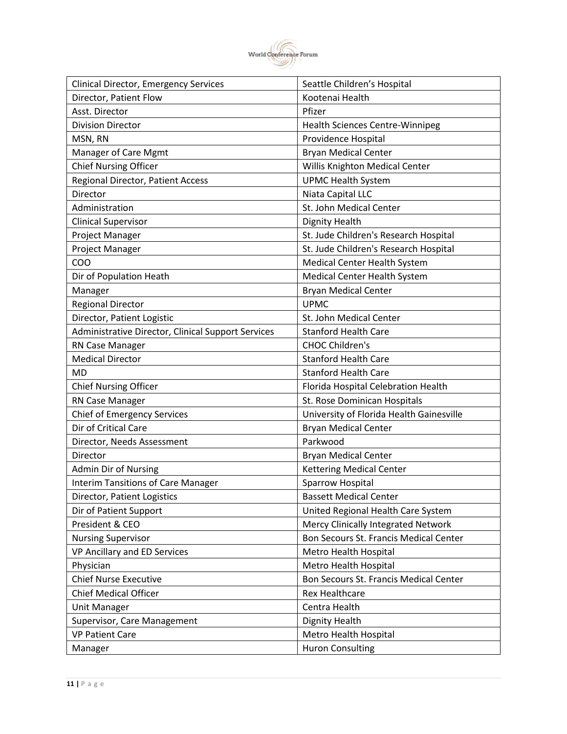| | |
|---|---|
| Clinical Director, Emergency Services | Seattle Children's Hospital |
| Director, Patient Flow | Kootenai Health |
| Asst. Director | Pfizer |
| Division Director | Health Sciences Centre-Winnipeg |
| MSN, RN | Providence Hospital |
| Manager of Care Mgmt | Bryan Medical Center |
| Chief Nursing Officer | Willis Knighton Medical Center |
| Regional Director, Patient Access | UPMC Health System |
| Director | Niata Capital LLC |
| Administration | St. John Medical Center |
| Clinical Supervisor | Dignity Health |
| Project Manager | St. Jude Children's Research Hospital |
| Project Manager | St. Jude Children's Research Hospital |
| COO | Medical Center Health System |
| Dir of Population Heath | Medical Center Health System |
| Manager | Bryan Medical Center |
| Regional Director | UPMC |
| Director, Patient Logistic | St. John Medical Center |
| Administrative Director, Clinical Support Services | Stanford Health Care |
| RN Case Manager | CHOC Children's |
| Medical Director | Stanford Health Care |
| MD | Stanford Health Care |
| Chief Nursing Officer | Florida Hospital Celebration Health |
| RN Case Manager | St. Rose Dominican Hospitals |
| Chief of Emergency Services | University of Florida Health Gainesville |
| Dir of Critical Care | Bryan Medical Center |
| Director, Needs Assessment | Parkwood |
| Director | Bryan Medical Center |
| Admin Dir of Nursing | Kettering Medical Center |
| Interim Tansitions of Care Manager | Sparrow Hospital |
| Director, Patient Logistics | Bassett Medical Center |
| Dir of Patient Support | United Regional Health Care System |
| President & CEO | Mercy Clinically Integrated Network |
| Nursing Supervisor | Bon Secours St. Francis Medical Center |
| VP Ancillary and ED Services | Metro Health Hospital |
| Physician | Metro Health Hospital |
| Chief Nurse Executive | Bon Secours St. Francis Medical Center |
| Chief Medical Officer | Rex Healthcare |
| Unit Manager | Centra Health |
| Supervisor, Care Management | Dignity Health |
| VP Patient Care | Metro Health Hospital |
| Manager | Huron Consulting |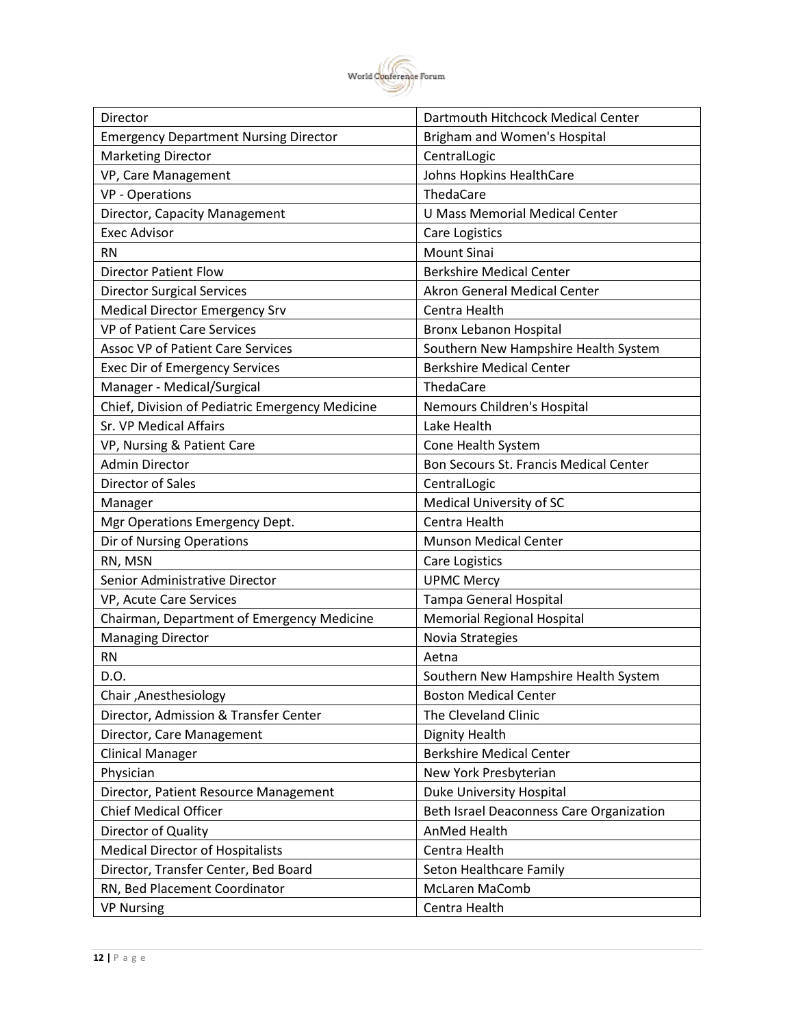| Director | Dartmouth Hitchcock Medical Center |
|---|---|
| Emergency Department Nursing Director | Brigham and Women's Hospital |
| Marketing Director | CentralLogic |
| VP, Care Management | Johns Hopkins HealthCare |
| VP - Operations | ThedaCare |
| Director, Capacity Management | U Mass Memorial Medical Center |
| Exec Advisor | Care Logistics |
| RN | Mount Sinai |
| Director Patient Flow | Berkshire Medical Center |
| Director Surgical Services | Akron General Medical Center |
| Medical Director Emergency Srv | Centra Health |
| VP of Patient Care Services | Bronx Lebanon Hospital |
| Assoc VP of Patient Care Services | Southern New Hampshire Health System |
| Exec Dir of Emergency Services | Berkshire Medical Center |
| Manager - Medical/Surgical | ThedaCare |
| Chief, Division of Pediatric Emergency Medicine | Nemours Children's Hospital |
| Sr. VP Medical Affairs | Lake Health |
| VP, Nursing & Patient Care | Cone Health System |
| Admin Director | Bon Secours St. Francis Medical Center |
| Director of Sales | CentralLogic |
| Manager | Medical University of SC |
| Mgr Operations Emergency Dept. | Centra Health |
| Dir of Nursing Operations | Munson Medical Center |
| RN, MSN | Care Logistics |
| Senior Administrative Director | UPMC Mercy |
| VP, Acute Care Services | Tampa General Hospital |
| Chairman, Department of Emergency Medicine | Memorial Regional Hospital |
| Managing Director | Novia Strategies |
| RN | Aetna |
| D.O. | Southern New Hampshire Health System |
| Chair ,Anesthesiology | Boston Medical Center |
| Director, Admission & Transfer Center | The Cleveland Clinic |
| Director, Care Management | Dignity Health |
| Clinical Manager | Berkshire Medical Center |
| Physician | New York Presbyterian |
| Director, Patient Resource Management | Duke University Hospital |
| Chief Medical Officer | Beth Israel Deaconness Care Organization |
| Director of Quality | AnMed Health |
| Medical Director of Hospitalists | Centra Health |
| Director, Transfer Center, Bed Board | Seton Healthcare Family |
| RN, Bed Placement Coordinator | McLaren MaComb |
| VP Nursing | Centra Health |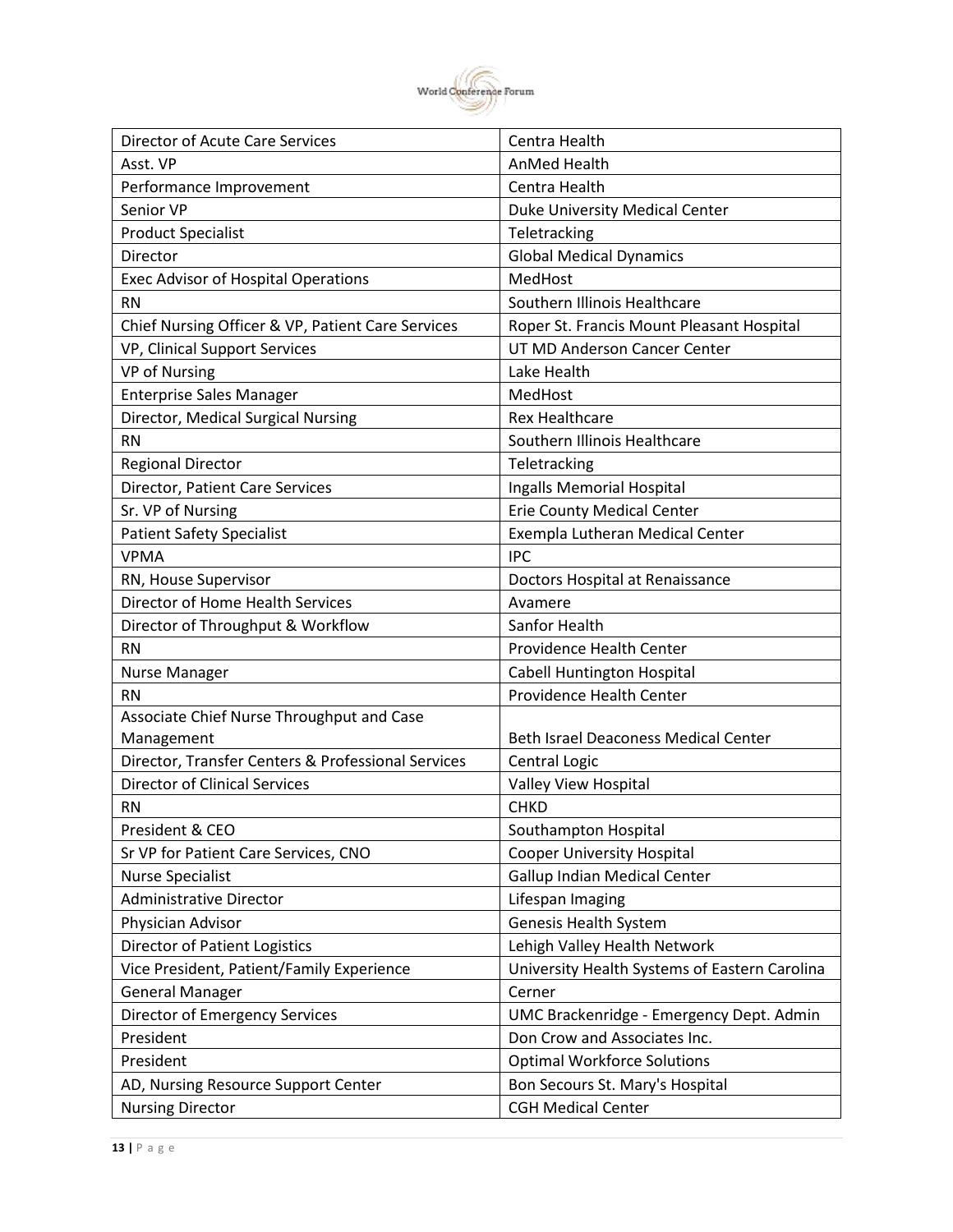| | |
|---|---|
| Director of Acute Care Services | Centra Health |
| Asst. VP | AnMed Health |
| Performance Improvement | Centra Health |
| Senior VP | Duke University Medical Center |
| Product Specialist | Teletracking |
| Director | Global Medical Dynamics |
| Exec Advisor of Hospital Operations | MedHost |
| RN | Southern Illinois Healthcare |
| Chief Nursing Officer & VP, Patient Care Services | Roper St. Francis Mount Pleasant Hospital |
| VP, Clinical Support Services | UT MD Anderson Cancer Center |
| VP of Nursing | Lake Health |
| Enterprise Sales Manager | MedHost |
| Director, Medical Surgical Nursing | Rex Healthcare |
| RN | Southern Illinois Healthcare |
| Regional Director | Teletracking |
| Director, Patient Care Services | Ingalls Memorial Hospital |
| Sr. VP of Nursing | Erie County Medical Center |
| Patient Safety Specialist | Exempla Lutheran Medical Center |
| VPMA | IPC |
| RN, House Supervisor | Doctors Hospital at Renaissance |
| Director of Home Health Services | Avamere |
| Director of Throughput & Workflow | Sanfor Health |
| RN | Providence Health Center |
| Nurse Manager | Cabell Huntington Hospital |
| RN | Providence Health Center |
| Associate Chief Nurse Throughput and Case Management | Beth Israel Deaconess Medical Center |
| Director, Transfer Centers & Professional Services | Central Logic |
| Director of Clinical Services | Valley View Hospital |
| RN | CHKD |
| President & CEO | Southampton Hospital |
| Sr VP for Patient Care Services, CNO | Cooper University Hospital |
| Nurse Specialist | Gallup Indian Medical Center |
| Administrative Director | Lifespan Imaging |
| Physician Advisor | Genesis Health System |
| Director of Patient Logistics | Lehigh Valley Health Network |
| Vice President, Patient/Family Experience | University Health Systems of Eastern Carolina |
| General Manager | Cerner |
| Director of Emergency Services | UMC Brackenridge - Emergency Dept. Admin |
| President | Don Crow and Associates Inc. |
| President | Optimal Workforce Solutions |
| AD, Nursing Resource Support Center | Bon Secours St. Mary's Hospital |
| Nursing Director | CGH Medical Center |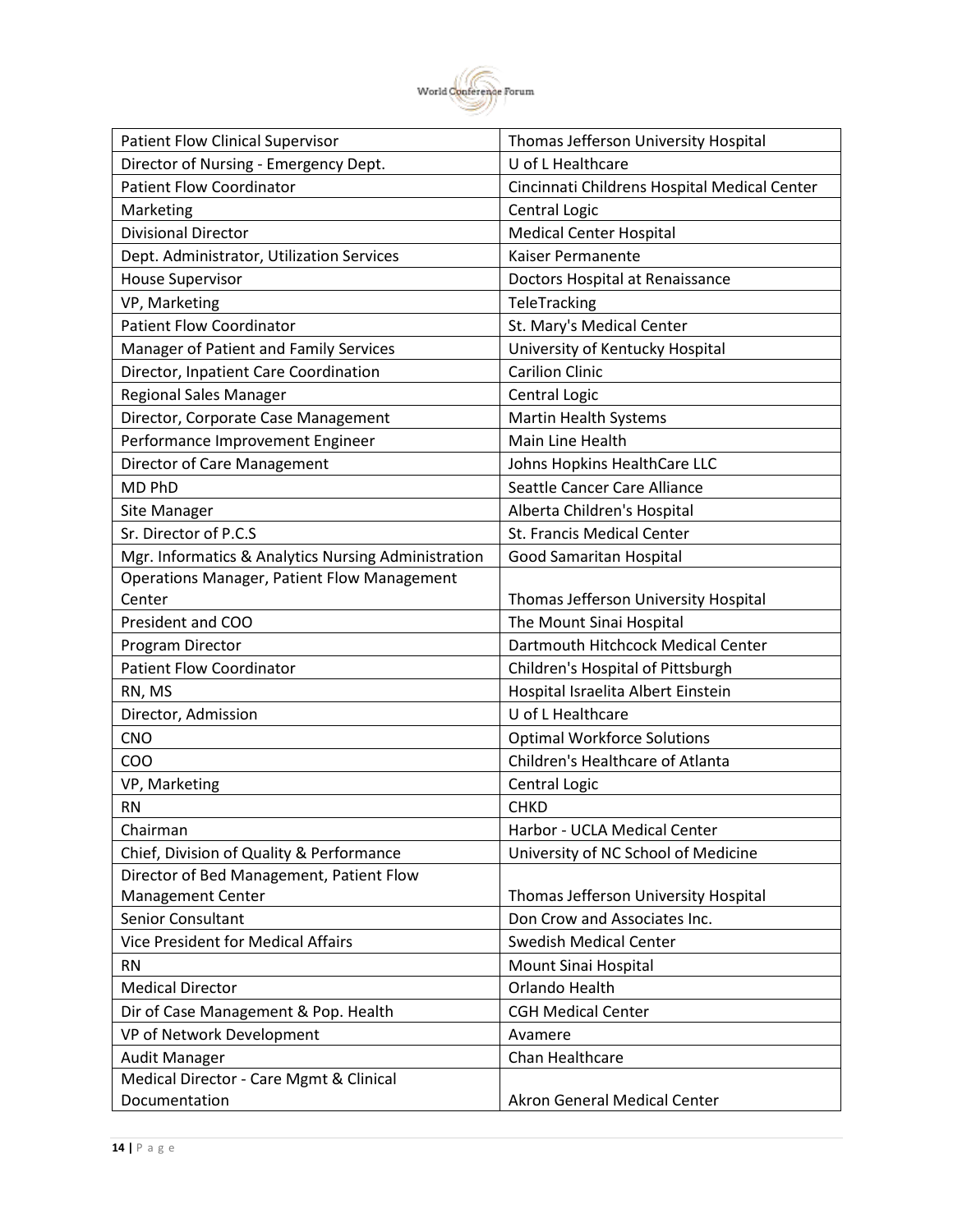| | |
|---|---|
| Patient Flow Clinical Supervisor | Thomas Jefferson University Hospital |
| Director of Nursing - Emergency Dept. | U of L Healthcare |
| Patient Flow Coordinator | Cincinnati Childrens Hospital Medical Center |
| Marketing | Central Logic |
| Divisional Director | Medical Center Hospital |
| Dept. Administrator, Utilization Services | Kaiser Permanente |
| House Supervisor | Doctors Hospital at Renaissance |
| VP, Marketing | TeleTracking |
| Patient Flow Coordinator | St. Mary's Medical Center |
| Manager of Patient and Family Services | University of Kentucky Hospital |
| Director, Inpatient Care Coordination | Carilion Clinic |
| Regional Sales Manager | Central Logic |
| Director, Corporate Case Management | Martin Health Systems |
| Performance Improvement Engineer | Main Line Health |
| Director of Care Management | Johns Hopkins HealthCare LLC |
| MD PhD | Seattle Cancer Care Alliance |
| Site Manager | Alberta Children's Hospital |
| Sr. Director of P.C.S | St. Francis Medical Center |
| Mgr. Informatics & Analytics Nursing Administration | Good Samaritan Hospital |
| Operations Manager, Patient Flow Management Center | Thomas Jefferson University Hospital |
| President and COO | The Mount Sinai Hospital |
| Program Director | Dartmouth Hitchcock Medical Center |
| Patient Flow Coordinator | Children's Hospital of Pittsburgh |
| RN, MS | Hospital Israelita Albert Einstein |
| Director, Admission | U of L Healthcare |
| CNO | Optimal Workforce Solutions |
| COO | Children's Healthcare of Atlanta |
| VP, Marketing | Central Logic |
| RN | CHKD |
| Chairman | Harbor - UCLA Medical Center |
| Chief, Division of Quality & Performance | University of NC School of Medicine |
| Director of Bed Management, Patient Flow Management Center | Thomas Jefferson University Hospital |
| Senior Consultant | Don Crow and Associates Inc. |
| Vice President for Medical Affairs | Swedish Medical Center |
| RN | Mount Sinai Hospital |
| Medical Director | Orlando Health |
| Dir of Case Management & Pop. Health | CGH Medical Center |
| VP of Network Development | Avamere |
| Audit Manager | Chan Healthcare |
| Medical Director - Care Mgmt & Clinical Documentation | Akron General Medical Center |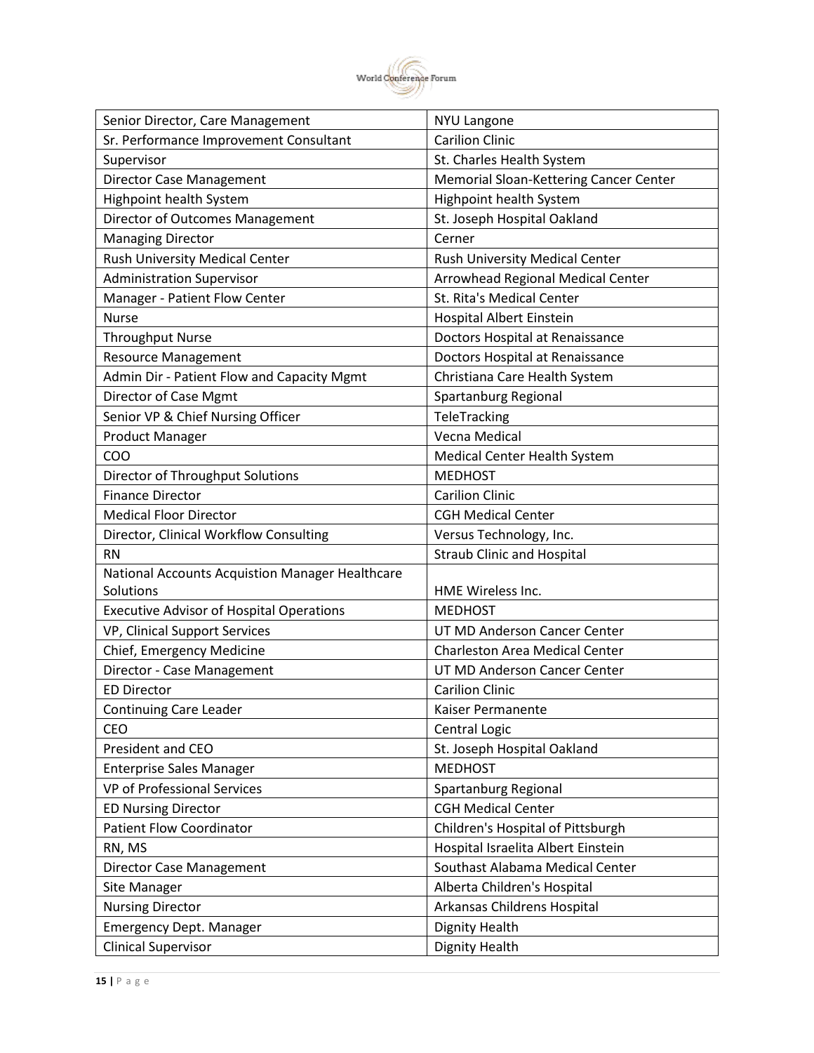| | |
|---|---|
| Senior Director, Care Management | NYU Langone |
| Sr. Performance Improvement Consultant | Carilion Clinic |
| Supervisor | St. Charles Health System |
| Director Case Management | Memorial Sloan-Kettering Cancer Center |
| Highpoint health System | Highpoint health System |
| Director of Outcomes Management | St. Joseph Hospital Oakland |
| Managing Director | Cerner |
| Rush University Medical Center | Rush University Medical Center |
| Administration Supervisor | Arrowhead Regional Medical Center |
| Manager - Patient Flow Center | St. Rita's Medical Center |
| Nurse | Hospital Albert Einstein |
| Throughput Nurse | Doctors Hospital at Renaissance |
| Resource Management | Doctors Hospital at Renaissance |
| Admin Dir - Patient Flow and Capacity Mgmt | Christiana Care Health System |
| Director of Case Mgmt | Spartanburg Regional |
| Senior VP & Chief Nursing Officer | TeleTracking |
| Product Manager | Vecna Medical |
| COO | Medical Center Health System |
| Director of Throughput Solutions | MEDHOST |
| Finance Director | Carilion Clinic |
| Medical Floor Director | CGH Medical Center |
| Director, Clinical Workflow Consulting | Versus Technology, Inc. |
| RN | Straub Clinic and Hospital |
| National Accounts Acquistion Manager Healthcare Solutions | HME Wireless Inc. |
| Executive Advisor of Hospital Operations | MEDHOST |
| VP, Clinical Support Services | UT MD Anderson Cancer Center |
| Chief, Emergency Medicine | Charleston Area Medical Center |
| Director - Case Management | UT MD Anderson Cancer Center |
| ED Director | Carilion Clinic |
| Continuing Care Leader | Kaiser Permanente |
| CEO | Central Logic |
| President and CEO | St. Joseph Hospital Oakland |
| Enterprise Sales Manager | MEDHOST |
| VP of Professional Services | Spartanburg Regional |
| ED Nursing Director | CGH Medical Center |
| Patient Flow Coordinator | Children's Hospital of Pittsburgh |
| RN, MS | Hospital Israelita Albert Einstein |
| Director Case Management | Southast Alabama Medical Center |
| Site Manager | Alberta Children's Hospital |
| Nursing Director | Arkansas Childrens Hospital |
| Emergency Dept. Manager | Dignity Health |
| Clinical Supervisor | Dignity Health |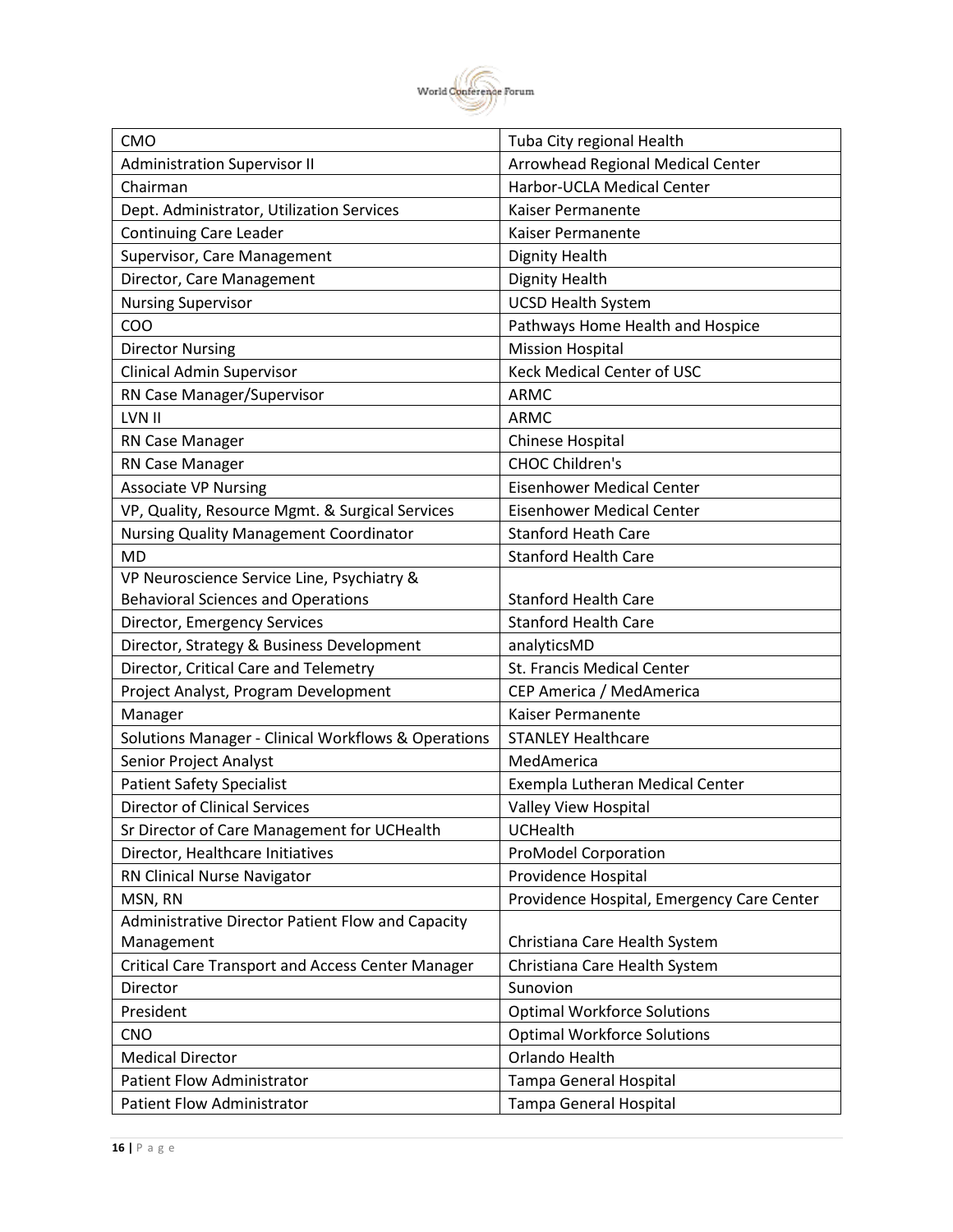| | |
|---|---|
| CMO | Tuba City regional Health |
| Administration Supervisor II | Arrowhead Regional Medical Center |
| Chairman | Harbor-UCLA Medical Center |
| Dept. Administrator, Utilization Services | Kaiser Permanente |
| Continuing Care Leader | Kaiser Permanente |
| Supervisor, Care Management | Dignity Health |
| Director, Care Management | Dignity Health |
| Nursing Supervisor | UCSD Health System |
| COO | Pathways Home Health and Hospice |
| Director Nursing | Mission Hospital |
| Clinical Admin Supervisor | Keck Medical Center of USC |
| RN Case Manager/Supervisor | ARMC |
| LVN II | ARMC |
| RN Case Manager | Chinese Hospital |
| RN Case Manager | CHOC Children's |
| Associate VP Nursing | Eisenhower Medical Center |
| VP, Quality, Resource Mgmt. & Surgical Services | Eisenhower Medical Center |
| Nursing Quality Management Coordinator | Stanford Heath Care |
| MD | Stanford Health Care |
| VP Neuroscience Service Line, Psychiatry & Behavioral Sciences and Operations | Stanford Health Care |
| Director, Emergency Services | Stanford Health Care |
| Director, Strategy & Business Development | analyticsMD |
| Director, Critical Care and Telemetry | St. Francis Medical Center |
| Project Analyst, Program Development | CEP America / MedAmerica |
| Manager | Kaiser Permanente |
| Solutions Manager - Clinical Workflows & Operations | STANLEY Healthcare |
| Senior Project Analyst | MedAmerica |
| Patient Safety Specialist | Exempla Lutheran Medical Center |
| Director of Clinical Services | Valley View Hospital |
| Sr Director of Care Management for UCHealth | UCHealth |
| Director, Healthcare Initiatives | ProModel Corporation |
| RN Clinical Nurse Navigator | Providence Hospital |
| MSN, RN | Providence Hospital, Emergency Care Center |
| Administrative Director Patient Flow and Capacity Management | Christiana Care Health System |
| Critical Care Transport and Access Center Manager | Christiana Care Health System |
| Director | Sunovion |
| President | Optimal Workforce Solutions |
| CNO | Optimal Workforce Solutions |
| Medical Director | Orlando Health |
| Patient Flow Administrator | Tampa General Hospital |
| Patient Flow Administrator | Tampa General Hospital |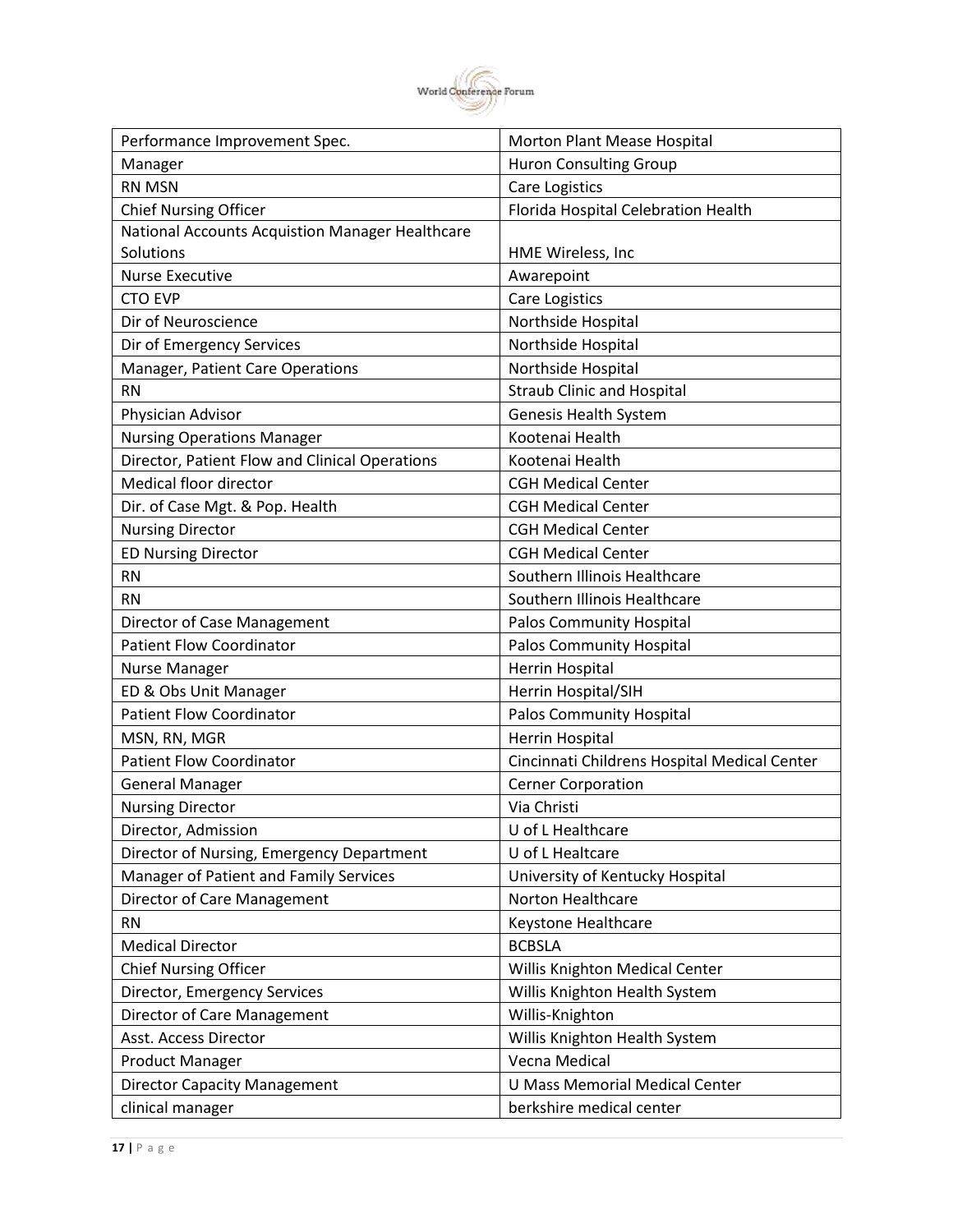| | |
|---|---|
| Performance Improvement Spec. | Morton Plant Mease Hospital |
| Manager | Huron Consulting Group |
| RN MSN | Care Logistics |
| Chief Nursing Officer | Florida Hospital Celebration Health |
| National Accounts Acquistion Manager Healthcare Solutions | HME Wireless, Inc |
| Nurse Executive | Awarepoint |
| CTO EVP | Care Logistics |
| Dir of Neuroscience | Northside Hospital |
| Dir of Emergency Services | Northside Hospital |
| Manager, Patient Care Operations | Northside Hospital |
| RN | Straub Clinic and Hospital |
| Physician Advisor | Genesis Health System |
| Nursing Operations Manager | Kootenai Health |
| Director, Patient Flow and Clinical Operations | Kootenai Health |
| Medical floor director | CGH Medical Center |
| Dir. of Case Mgt. & Pop. Health | CGH Medical Center |
| Nursing Director | CGH Medical Center |
| ED Nursing Director | CGH Medical Center |
| RN | Southern Illinois Healthcare |
| RN | Southern Illinois Healthcare |
| Director of Case Management | Palos Community Hospital |
| Patient Flow Coordinator | Palos Community Hospital |
| Nurse Manager | Herrin Hospital |
| ED & Obs Unit Manager | Herrin Hospital/SIH |
| Patient Flow Coordinator | Palos Community Hospital |
| MSN, RN, MGR | Herrin Hospital |
| Patient Flow Coordinator | Cincinnati Childrens Hospital Medical Center |
| General Manager | Cerner Corporation |
| Nursing Director | Via Christi |
| Director, Admission | U of L Healthcare |
| Director of Nursing, Emergency Department | U of L Healtcare |
| Manager of Patient and Family Services | University of Kentucky Hospital |
| Director of Care Management | Norton Healthcare |
| RN | Keystone Healthcare |
| Medical Director | BCBSLA |
| Chief Nursing Officer | Willis Knighton Medical Center |
| Director, Emergency Services | Willis Knighton Health System |
| Director of Care Management | Willis-Knighton |
| Asst. Access Director | Willis Knighton Health System |
| Product Manager | Vecna Medical |
| Director Capacity Management | U Mass Memorial Medical Center |
| clinical manager | berkshire medical center |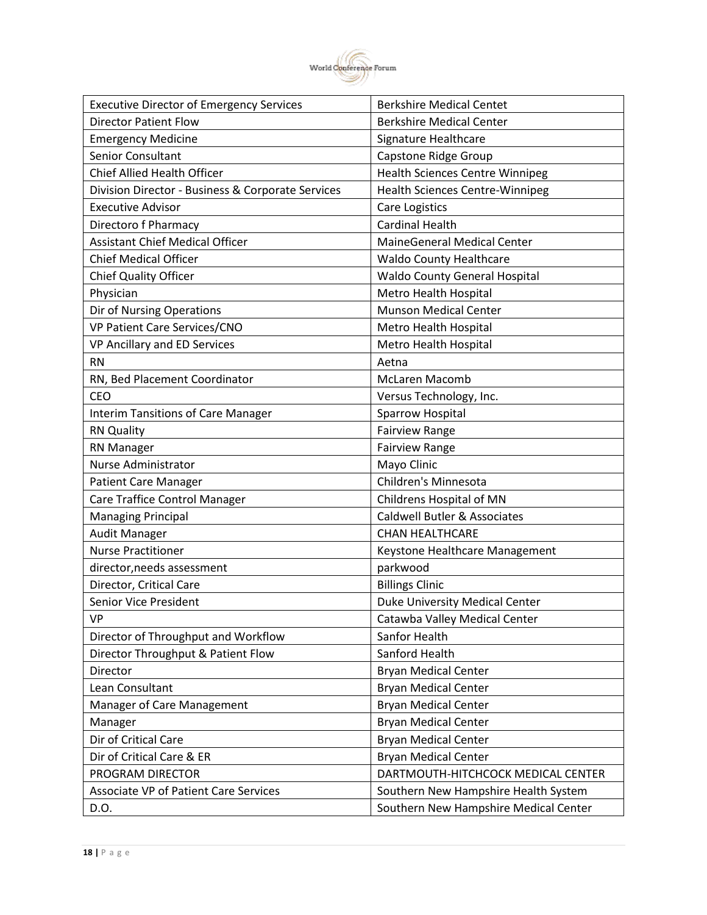| | |
|---|---|
| Executive Director of Emergency Services | Berkshire Medical Centet |
| Director Patient Flow | Berkshire Medical Center |
| Emergency Medicine | Signature Healthcare |
| Senior Consultant | Capstone Ridge Group |
| Chief Allied Health Officer | Health Sciences Centre Winnipeg |
| Division Director - Business & Corporate Services | Health Sciences Centre-Winnipeg |
| Executive Advisor | Care Logistics |
| Directoro f Pharmacy | Cardinal Health |
| Assistant Chief Medical Officer | MaineGeneral Medical Center |
| Chief Medical Officer | Waldo County Healthcare |
| Chief Quality Officer | Waldo County General Hospital |
| Physician | Metro Health Hospital |
| Dir of Nursing Operations | Munson Medical Center |
| VP Patient Care Services/CNO | Metro Health Hospital |
| VP Ancillary and ED Services | Metro Health Hospital |
| RN | Aetna |
| RN, Bed Placement Coordinator | McLaren Macomb |
| CEO | Versus Technology, Inc. |
| Interim Tansitions of Care Manager | Sparrow Hospital |
| RN Quality | Fairview Range |
| RN Manager | Fairview Range |
| Nurse Administrator | Mayo Clinic |
| Patient Care Manager | Children's Minnesota |
| Care Traffice Control Manager | Childrens Hospital of MN |
| Managing Principal | Caldwell Butler & Associates |
| Audit Manager | CHAN HEALTHCARE |
| Nurse Practitioner | Keystone Healthcare Management |
| director,needs assessment | parkwood |
| Director, Critical Care | Billings Clinic |
| Senior Vice President | Duke University Medical Center |
| VP | Catawba Valley Medical Center |
| Director of Throughput and Workflow | Sanfor Health |
| Director Throughput & Patient Flow | Sanford Health |
| Director | Bryan Medical Center |
| Lean Consultant | Bryan Medical Center |
| Manager of Care Management | Bryan Medical Center |
| Manager | Bryan Medical Center |
| Dir of Critical Care | Bryan Medical Center |
| Dir of Critical Care & ER | Bryan Medical Center |
| PROGRAM DIRECTOR | DARTMOUTH-HITCHCOCK MEDICAL CENTER |
| Associate VP of Patient Care Services | Southern New Hampshire Health System |
| D.O. | Southern New Hampshire Medical Center |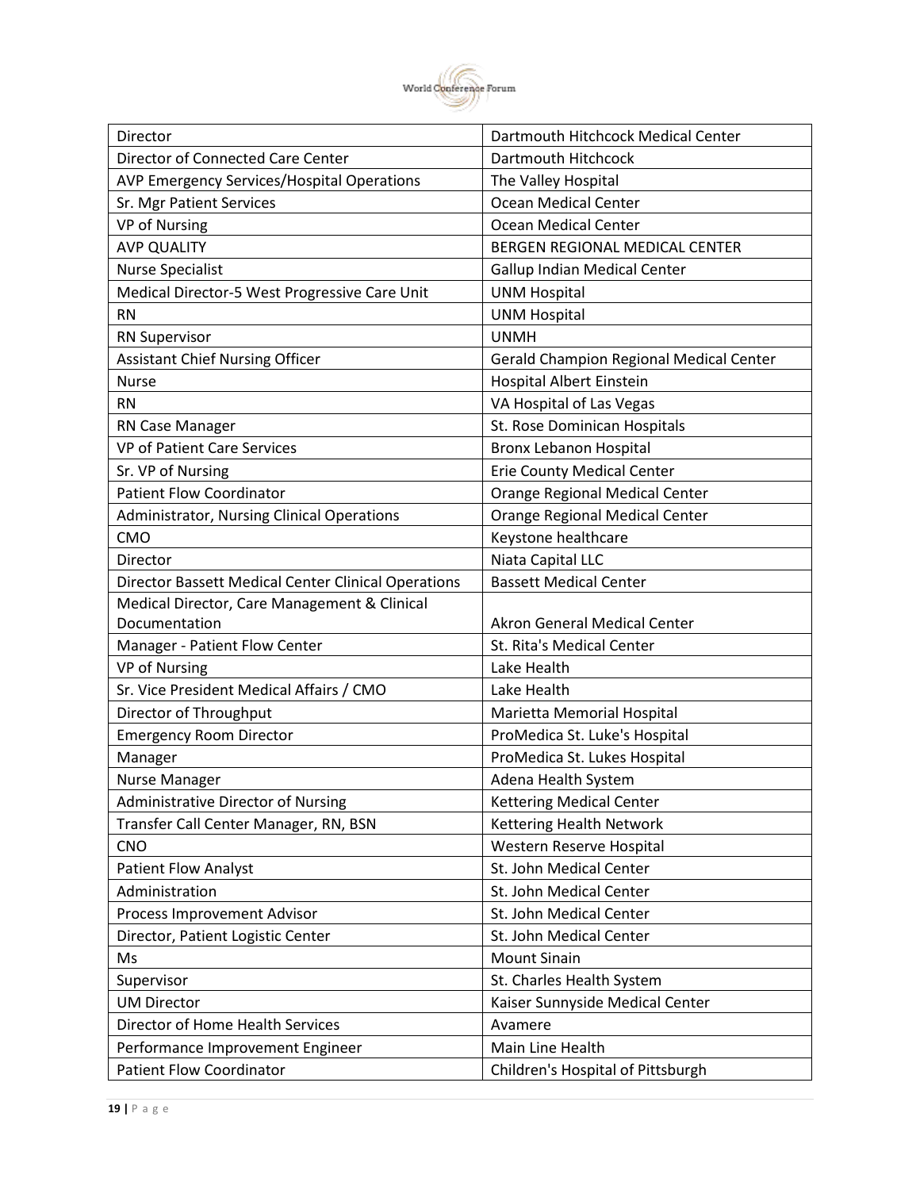| Director | Dartmouth Hitchcock Medical Center |
|---|---|
| Director of Connected Care Center | Dartmouth Hitchcock |
| AVP Emergency Services/Hospital Operations | The Valley Hospital |
| Sr. Mgr Patient Services | Ocean Medical Center |
| VP of Nursing | Ocean Medical Center |
| AVP QUALITY | BERGEN REGIONAL MEDICAL CENTER |
| Nurse Specialist | Gallup Indian Medical Center |
| Medical Director-5 West Progressive Care Unit | UNM Hospital |
| RN | UNM Hospital |
| RN Supervisor | UNMH |
| Assistant Chief Nursing Officer | Gerald Champion Regional Medical Center |
| Nurse | Hospital Albert Einstein |
| RN | VA Hospital of Las Vegas |
| RN Case Manager | St. Rose Dominican Hospitals |
| VP of Patient Care Services | Bronx Lebanon Hospital |
| Sr. VP of Nursing | Erie County Medical Center |
| Patient Flow Coordinator | Orange Regional Medical Center |
| Administrator, Nursing Clinical Operations | Orange Regional Medical Center |
| CMO | Keystone healthcare |
| Director | Niata Capital LLC |
| Director Bassett Medical Center Clinical Operations | Bassett Medical Center |
| Medical Director, Care Management & Clinical Documentation | Akron General Medical Center |
| Manager - Patient Flow Center | St. Rita's Medical Center |
| VP of Nursing | Lake Health |
| Sr. Vice President Medical Affairs / CMO | Lake Health |
| Director of Throughput | Marietta Memorial Hospital |
| Emergency Room Director | ProMedica St. Luke's Hospital |
| Manager | ProMedica St. Lukes Hospital |
| Nurse Manager | Adena Health System |
| Administrative Director of Nursing | Kettering Medical Center |
| Transfer Call Center Manager, RN, BSN | Kettering Health Network |
| CNO | Western Reserve Hospital |
| Patient Flow Analyst | St. John Medical Center |
| Administration | St. John Medical Center |
| Process Improvement Advisor | St. John Medical Center |
| Director, Patient Logistic Center | St. John Medical Center |
| Ms | Mount Sinain |
| Supervisor | St. Charles Health System |
| UM Director | Kaiser Sunnyside Medical Center |
| Director of Home Health Services | Avamere |
| Performance Improvement Engineer | Main Line Health |
| Patient Flow Coordinator | Children's Hospital of Pittsburgh |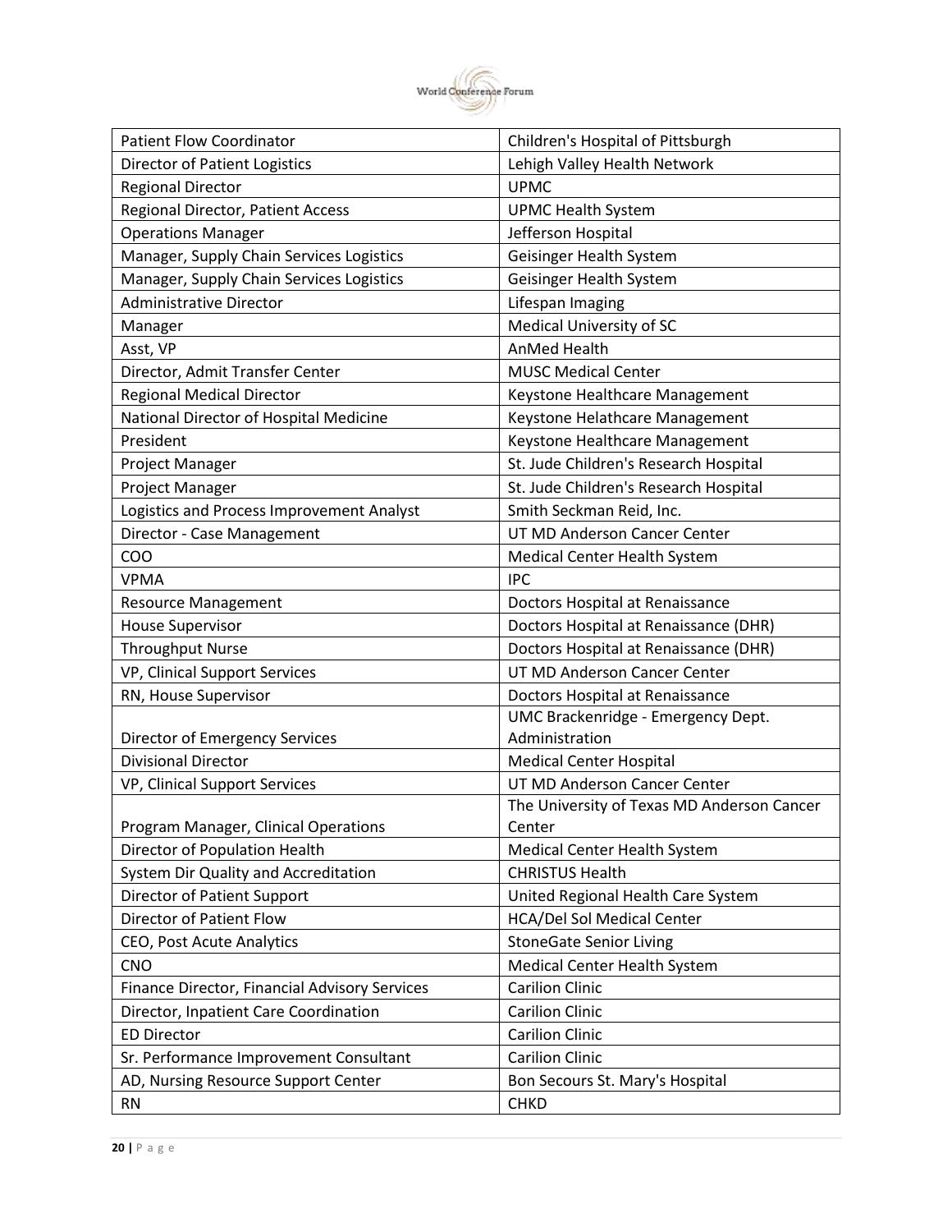| | |
|---|---|
| Patient Flow Coordinator | Children's Hospital of Pittsburgh |
| Director of Patient Logistics | Lehigh Valley Health Network |
| Regional Director | UPMC |
| Regional Director, Patient Access | UPMC Health System |
| Operations Manager | Jefferson Hospital |
| Manager, Supply Chain Services Logistics | Geisinger Health System |
| Manager, Supply Chain Services Logistics | Geisinger Health System |
| Administrative Director | Lifespan Imaging |
| Manager | Medical University of SC |
| Asst, VP | AnMed Health |
| Director, Admit Transfer Center | MUSC Medical Center |
| Regional Medical Director | Keystone Healthcare Management |
| National Director of Hospital Medicine | Keystone Helathcare Management |
| President | Keystone Healthcare Management |
| Project Manager | St. Jude Children's Research Hospital |
| Project Manager | St. Jude Children's Research Hospital |
| Logistics and Process Improvement Analyst | Smith Seckman Reid, Inc. |
| Director - Case Management | UT MD Anderson Cancer Center |
| COO | Medical Center Health System |
| VPMA | IPC |
| Resource Management | Doctors Hospital at Renaissance |
| House Supervisor | Doctors Hospital at Renaissance (DHR) |
| Throughput Nurse | Doctors Hospital at Renaissance (DHR) |
| VP, Clinical Support Services | UT MD Anderson Cancer Center |
| RN, House Supervisor | Doctors Hospital at Renaissance |
| Director of Emergency Services | UMC Brackenridge - Emergency Dept. Administration |
| Divisional Director | Medical Center Hospital |
| VP, Clinical Support Services | UT MD Anderson Cancer Center |
| Program Manager, Clinical Operations | The University of Texas MD Anderson Cancer Center |
| Director of Population Health | Medical Center Health System |
| System Dir Quality and Accreditation | CHRISTUS Health |
| Director of Patient Support | United Regional Health Care System |
| Director of Patient Flow | HCA/Del Sol Medical Center |
| CEO, Post Acute Analytics | StoneGate Senior Living |
| CNO | Medical Center Health System |
| Finance Director, Financial Advisory Services | Carilion Clinic |
| Director, Inpatient Care Coordination | Carilion Clinic |
| ED Director | Carilion Clinic |
| Sr. Performance Improvement Consultant | Carilion Clinic |
| AD, Nursing Resource Support Center | Bon Secours St. Mary's Hospital |
| RN | CHKD |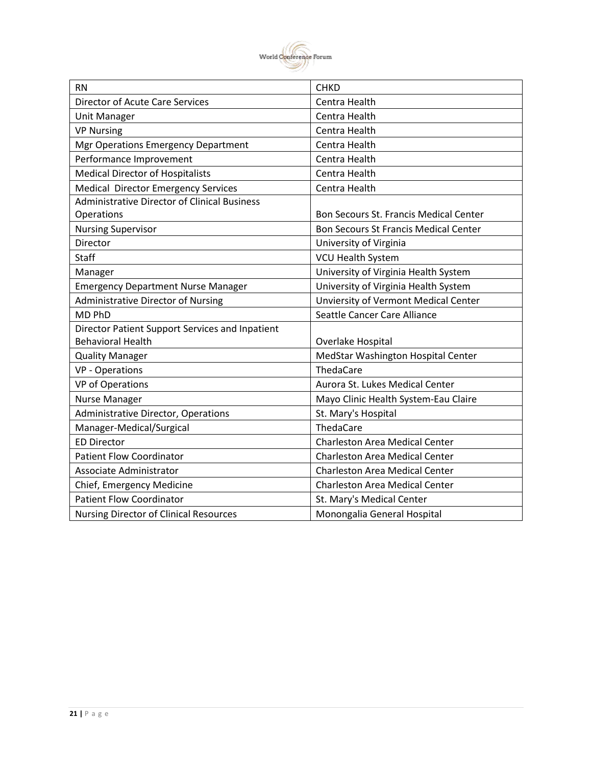| | |
|---|---|
| RN | CHKD |
| Director of Acute Care Services | Centra Health |
| Unit Manager | Centra Health |
| VP Nursing | Centra Health |
| Mgr Operations Emergency Department | Centra Health |
| Performance Improvement | Centra Health |
| Medical Director of Hospitalists | Centra Health |
| Medical Director Emergency Services | Centra Health |
| Administrative Director of Clinical Business Operations | Bon Secours St. Francis Medical Center |
| Nursing Supervisor | Bon Secours St Francis Medical Center |
| Director | University of Virginia |
| Staff | VCU Health System |
| Manager | University of Virginia Health System |
| Emergency Department Nurse Manager | University of Virginia Health System |
| Administrative Director of Nursing | Unviersity of Vermont Medical Center |
| MD PhD | Seattle Cancer Care Alliance |
| Director Patient Support Services and Inpatient Behavioral Health | Overlake Hospital |
| Quality Manager | MedStar Washington Hospital Center |
| VP - Operations | ThedaCare |
| VP of Operations | Aurora St. Lukes Medical Center |
| Nurse Manager | Mayo Clinic Health System-Eau Claire |
| Administrative Director, Operations | St. Mary's Hospital |
| Manager-Medical/Surgical | ThedaCare |
| ED Director | Charleston Area Medical Center |
| Patient Flow Coordinator | Charleston Area Medical Center |
| Associate Administrator | Charleston Area Medical Center |
| Chief, Emergency Medicine | Charleston Area Medical Center |
| Patient Flow Coordinator | St. Mary's Medical Center |
| Nursing Director of Clinical Resources | Monongalia General Hospital |